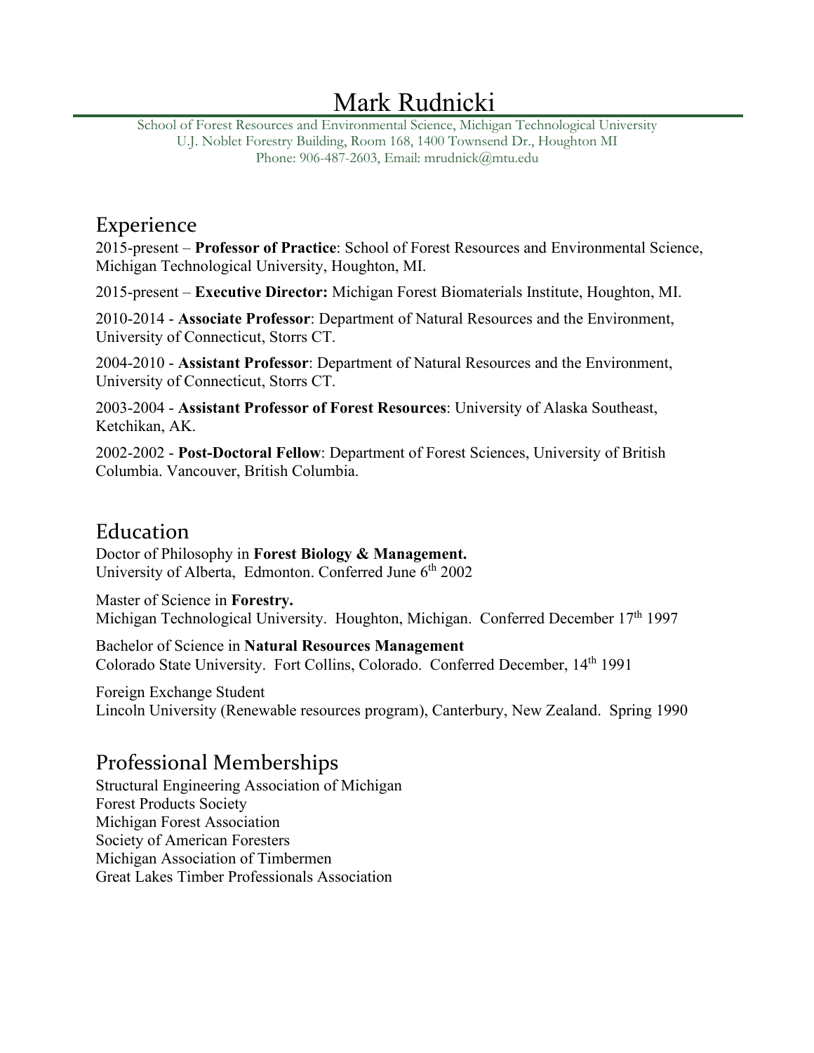# Mark Rudnicki

School of Forest Resources and Environmental Science, Michigan Technological University
U.J. Noblet Forestry Building, Room 168, 1400 Townsend Dr., Houghton MI
Phone: 906-487-2603, Email: mrudnick@mtu.edu

## Experience

2015-present – **Professor of Practice**: School of Forest Resources and Environmental Science, Michigan Technological University, Houghton, MI.

2015-present – **Executive Director:** Michigan Forest Biomaterials Institute, Houghton, MI.

2010-2014 - **Associate Professor**: Department of Natural Resources and the Environment, University of Connecticut, Storrs CT.

2004-2010 - **Assistant Professor**: Department of Natural Resources and the Environment, University of Connecticut, Storrs CT.

2003-2004 - **Assistant Professor of Forest Resources**: University of Alaska Southeast, Ketchikan, AK.

2002-2002 - **Post-Doctoral Fellow**: Department of Forest Sciences, University of British Columbia. Vancouver, British Columbia.

## Education

Doctor of Philosophy in **Forest Biology & Management.**
University of Alberta, Edmonton. Conferred June 6th 2002

Master of Science in **Forestry.**
Michigan Technological University. Houghton, Michigan. Conferred December 17th 1997

Bachelor of Science in **Natural Resources Management**
Colorado State University. Fort Collins, Colorado. Conferred December, 14th 1991

Foreign Exchange Student
Lincoln University (Renewable resources program), Canterbury, New Zealand. Spring 1990

## Professional Memberships

Structural Engineering Association of Michigan
Forest Products Society
Michigan Forest Association
Society of American Foresters
Michigan Association of Timbermen
Great Lakes Timber Professionals Association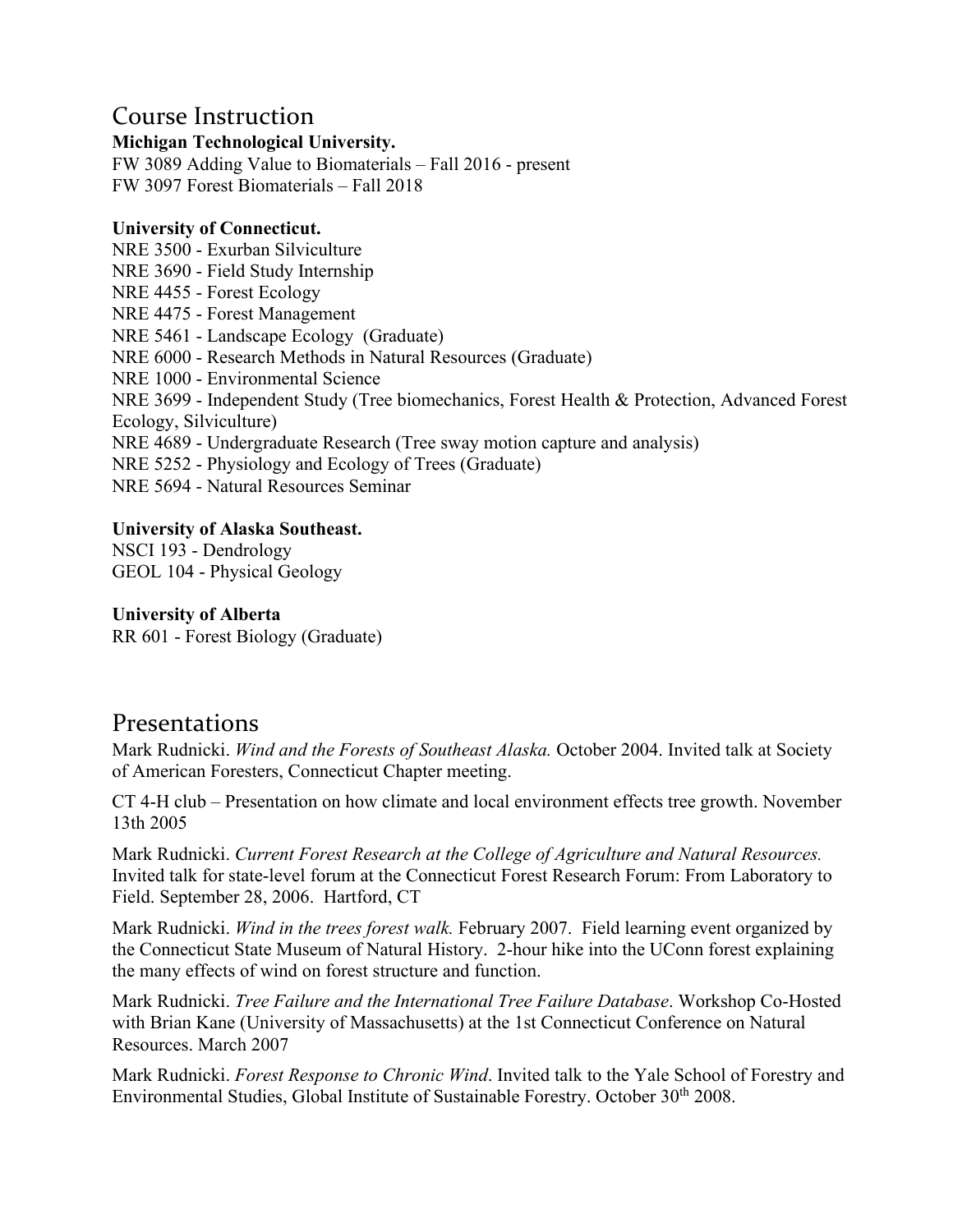# Course Instruction

**Michigan Technological University.**

FW 3089 Adding Value to Biomaterials – Fall 2016 - present
FW 3097 Forest Biomaterials – Fall 2018

**University of Connecticut.**

NRE 3500 - Exurban Silviculture
NRE 3690 - Field Study Internship
NRE 4455 - Forest Ecology
NRE 4475 - Forest Management
NRE 5461 - Landscape Ecology (Graduate)
NRE 6000 - Research Methods in Natural Resources (Graduate)
NRE 1000 - Environmental Science
NRE 3699 - Independent Study (Tree biomechanics, Forest Health & Protection, Advanced Forest Ecology, Silviculture)
NRE 4689 - Undergraduate Research (Tree sway motion capture and analysis)
NRE 5252 - Physiology and Ecology of Trees (Graduate)
NRE 5694 - Natural Resources Seminar

**University of Alaska Southeast.**

NSCI 193 - Dendrology
GEOL 104 - Physical Geology

**University of Alberta**

RR 601 - Forest Biology (Graduate)

# Presentations

Mark Rudnicki. *Wind and the Forests of Southeast Alaska.* October 2004. Invited talk at Society of American Foresters, Connecticut Chapter meeting.

CT 4-H club – Presentation on how climate and local environment effects tree growth. November 13th 2005

Mark Rudnicki. *Current Forest Research at the College of Agriculture and Natural Resources.* Invited talk for state-level forum at the Connecticut Forest Research Forum: From Laboratory to Field. September 28, 2006. Hartford, CT

Mark Rudnicki. *Wind in the trees forest walk.* February 2007. Field learning event organized by the Connecticut State Museum of Natural History. 2-hour hike into the UConn forest explaining the many effects of wind on forest structure and function.

Mark Rudnicki. *Tree Failure and the International Tree Failure Database*. Workshop Co-Hosted with Brian Kane (University of Massachusetts) at the 1st Connecticut Conference on Natural Resources. March 2007

Mark Rudnicki. *Forest Response to Chronic Wind*. Invited talk to the Yale School of Forestry and Environmental Studies, Global Institute of Sustainable Forestry. October 30th 2008.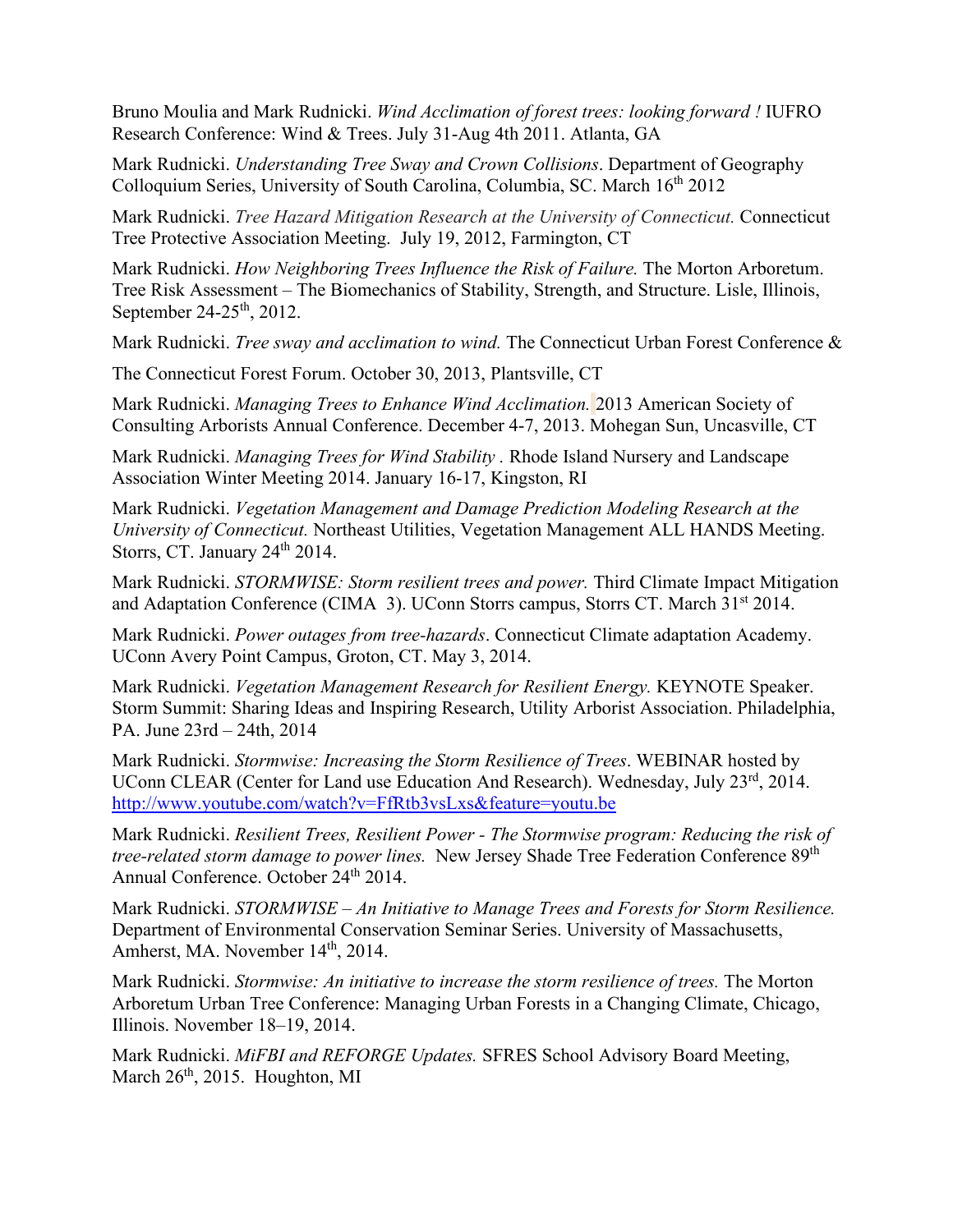Bruno Moulia and Mark Rudnicki. *Wind Acclimation of forest trees: looking forward !* IUFRO Research Conference: Wind & Trees. July 31-Aug 4th 2011. Atlanta, GA

Mark Rudnicki. *Understanding Tree Sway and Crown Collisions*. Department of Geography Colloquium Series, University of South Carolina, Columbia, SC. March 16th 2012

Mark Rudnicki. *Tree Hazard Mitigation Research at the University of Connecticut.* Connecticut Tree Protective Association Meeting. July 19, 2012, Farmington, CT

Mark Rudnicki. *How Neighboring Trees Influence the Risk of Failure.* The Morton Arboretum. Tree Risk Assessment – The Biomechanics of Stability, Strength, and Structure. Lisle, Illinois, September 24-25th, 2012.

Mark Rudnicki. *Tree sway and acclimation to wind.* The Connecticut Urban Forest Conference &

The Connecticut Forest Forum. October 30, 2013, Plantsville, CT

Mark Rudnicki. *Managing Trees to Enhance Wind Acclimation.* 2013 American Society of Consulting Arborists Annual Conference. December 4-7, 2013. Mohegan Sun, Uncasville, CT

Mark Rudnicki. *Managing Trees for Wind Stability .* Rhode Island Nursery and Landscape Association Winter Meeting 2014. January 16-17, Kingston, RI

Mark Rudnicki. *Vegetation Management and Damage Prediction Modeling Research at the University of Connecticut.* Northeast Utilities, Vegetation Management ALL HANDS Meeting. Storrs, CT. January 24th 2014.

Mark Rudnicki. *STORMWISE: Storm resilient trees and power.* Third Climate Impact Mitigation and Adaptation Conference (CIMA 3). UConn Storrs campus, Storrs CT. March 31st 2014.

Mark Rudnicki. *Power outages from tree-hazards*. Connecticut Climate adaptation Academy. UConn Avery Point Campus, Groton, CT. May 3, 2014.

Mark Rudnicki. *Vegetation Management Research for Resilient Energy.* KEYNOTE Speaker. Storm Summit: Sharing Ideas and Inspiring Research, Utility Arborist Association. Philadelphia, PA. June 23rd – 24th, 2014

Mark Rudnicki. *Stormwise: Increasing the Storm Resilience of Trees*. WEBINAR hosted by UConn CLEAR (Center for Land use Education And Research). Wednesday, July 23rd, 2014. http://www.youtube.com/watch?v=FfRtb3vsLxs&feature=youtu.be

Mark Rudnicki. *Resilient Trees, Resilient Power - The Stormwise program: Reducing the risk of tree-related storm damage to power lines.* New Jersey Shade Tree Federation Conference 89th Annual Conference. October 24th 2014.

Mark Rudnicki. *STORMWISE – An Initiative to Manage Trees and Forests for Storm Resilience.* Department of Environmental Conservation Seminar Series. University of Massachusetts, Amherst, MA. November 14th, 2014.

Mark Rudnicki. *Stormwise: An initiative to increase the storm resilience of trees.* The Morton Arboretum Urban Tree Conference: Managing Urban Forests in a Changing Climate, Chicago, Illinois. November 18–19, 2014.

Mark Rudnicki. *MiFBI and REFORGE Updates.* SFRES School Advisory Board Meeting, March 26th, 2015. Houghton, MI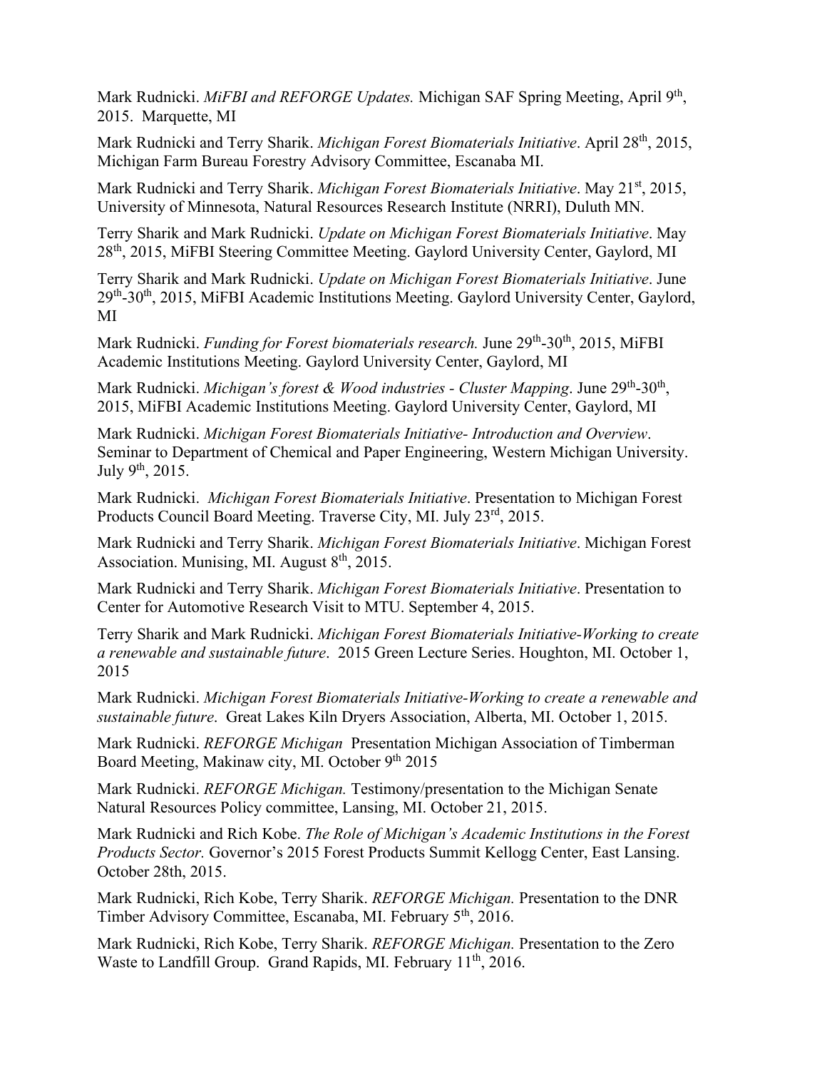Mark Rudnicki. *MiFBI and REFORGE Updates.* Michigan SAF Spring Meeting, April 9th, 2015. Marquette, MI

Mark Rudnicki and Terry Sharik. *Michigan Forest Biomaterials Initiative*. April 28th, 2015, Michigan Farm Bureau Forestry Advisory Committee, Escanaba MI.

Mark Rudnicki and Terry Sharik. *Michigan Forest Biomaterials Initiative*. May 21st, 2015, University of Minnesota, Natural Resources Research Institute (NRRI), Duluth MN.

Terry Sharik and Mark Rudnicki. *Update on Michigan Forest Biomaterials Initiative*. May 28th, 2015, MiFBI Steering Committee Meeting. Gaylord University Center, Gaylord, MI

Terry Sharik and Mark Rudnicki. *Update on Michigan Forest Biomaterials Initiative*. June 29th-30th, 2015, MiFBI Academic Institutions Meeting. Gaylord University Center, Gaylord, MI

Mark Rudnicki. *Funding for Forest biomaterials research.* June 29th-30th, 2015, MiFBI Academic Institutions Meeting. Gaylord University Center, Gaylord, MI

Mark Rudnicki. *Michigan's forest & Wood industries - Cluster Mapping*. June 29th-30th, 2015, MiFBI Academic Institutions Meeting. Gaylord University Center, Gaylord, MI

Mark Rudnicki. *Michigan Forest Biomaterials Initiative- Introduction and Overview*. Seminar to Department of Chemical and Paper Engineering, Western Michigan University. July 9th, 2015.

Mark Rudnicki. *Michigan Forest Biomaterials Initiative*. Presentation to Michigan Forest Products Council Board Meeting. Traverse City, MI. July 23rd, 2015.

Mark Rudnicki and Terry Sharik. *Michigan Forest Biomaterials Initiative*. Michigan Forest Association. Munising, MI. August 8th, 2015.

Mark Rudnicki and Terry Sharik. *Michigan Forest Biomaterials Initiative*. Presentation to Center for Automotive Research Visit to MTU. September 4, 2015.

Terry Sharik and Mark Rudnicki. *Michigan Forest Biomaterials Initiative-Working to create a renewable and sustainable future*. 2015 Green Lecture Series. Houghton, MI. October 1, 2015

Mark Rudnicki. *Michigan Forest Biomaterials Initiative-Working to create a renewable and sustainable future*. Great Lakes Kiln Dryers Association, Alberta, MI. October 1, 2015.

Mark Rudnicki. *REFORGE Michigan* Presentation Michigan Association of Timberman Board Meeting, Makinaw city, MI. October 9th 2015

Mark Rudnicki. *REFORGE Michigan.* Testimony/presentation to the Michigan Senate Natural Resources Policy committee, Lansing, MI. October 21, 2015.

Mark Rudnicki and Rich Kobe. *The Role of Michigan's Academic Institutions in the Forest Products Sector.* Governor's 2015 Forest Products Summit Kellogg Center, East Lansing. October 28th, 2015.

Mark Rudnicki, Rich Kobe, Terry Sharik. *REFORGE Michigan.* Presentation to the DNR Timber Advisory Committee, Escanaba, MI. February 5th, 2016.

Mark Rudnicki, Rich Kobe, Terry Sharik. *REFORGE Michigan.* Presentation to the Zero Waste to Landfill Group. Grand Rapids, MI. February 11th, 2016.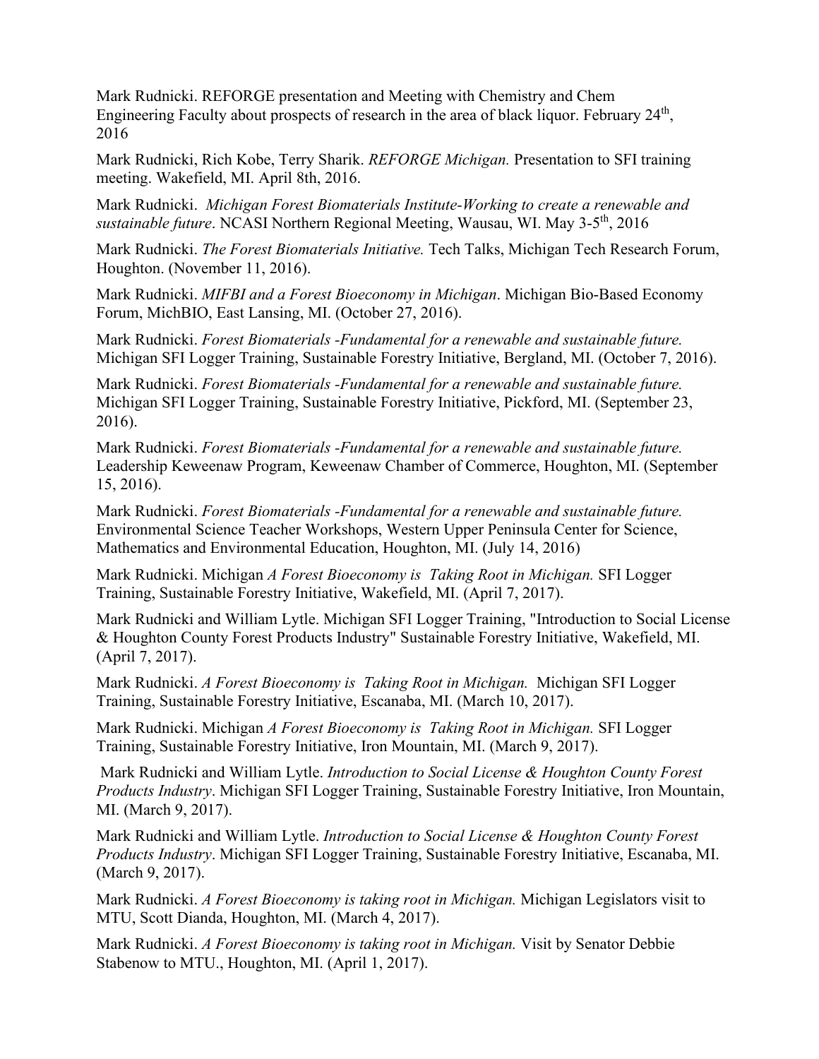Mark Rudnicki. REFORGE presentation and Meeting with Chemistry and Chem Engineering Faculty about prospects of research in the area of black liquor. February 24th, 2016

Mark Rudnicki, Rich Kobe, Terry Sharik. *REFORGE Michigan.* Presentation to SFI training meeting. Wakefield, MI. April 8th, 2016.

Mark Rudnicki. *Michigan Forest Biomaterials Institute-Working to create a renewable and sustainable future*. NCASI Northern Regional Meeting, Wausau, WI. May 3-5th, 2016

Mark Rudnicki. *The Forest Biomaterials Initiative.* Tech Talks, Michigan Tech Research Forum, Houghton. (November 11, 2016).

Mark Rudnicki. *MIFBI and a Forest Bioeconomy in Michigan*. Michigan Bio-Based Economy Forum, MichBIO, East Lansing, MI. (October 27, 2016).

Mark Rudnicki. *Forest Biomaterials -Fundamental for a renewable and sustainable future.* Michigan SFI Logger Training, Sustainable Forestry Initiative, Bergland, MI. (October 7, 2016).

Mark Rudnicki. *Forest Biomaterials -Fundamental for a renewable and sustainable future.* Michigan SFI Logger Training, Sustainable Forestry Initiative, Pickford, MI. (September 23, 2016).

Mark Rudnicki. *Forest Biomaterials -Fundamental for a renewable and sustainable future.* Leadership Keweenaw Program, Keweenaw Chamber of Commerce, Houghton, MI. (September 15, 2016).

Mark Rudnicki. *Forest Biomaterials -Fundamental for a renewable and sustainable future.* Environmental Science Teacher Workshops, Western Upper Peninsula Center for Science, Mathematics and Environmental Education, Houghton, MI. (July 14, 2016)

Mark Rudnicki. Michigan *A Forest Bioeconomy is Taking Root in Michigan.* SFI Logger Training, Sustainable Forestry Initiative, Wakefield, MI. (April 7, 2017).

Mark Rudnicki and William Lytle. Michigan SFI Logger Training, "Introduction to Social License & Houghton County Forest Products Industry" Sustainable Forestry Initiative, Wakefield, MI. (April 7, 2017).

Mark Rudnicki. *A Forest Bioeconomy is Taking Root in Michigan.* Michigan SFI Logger Training, Sustainable Forestry Initiative, Escanaba, MI. (March 10, 2017).

Mark Rudnicki. Michigan *A Forest Bioeconomy is Taking Root in Michigan.* SFI Logger Training, Sustainable Forestry Initiative, Iron Mountain, MI. (March 9, 2017).

Mark Rudnicki and William Lytle. *Introduction to Social License & Houghton County Forest Products Industry*. Michigan SFI Logger Training, Sustainable Forestry Initiative, Iron Mountain, MI. (March 9, 2017).

Mark Rudnicki and William Lytle. *Introduction to Social License & Houghton County Forest Products Industry*. Michigan SFI Logger Training, Sustainable Forestry Initiative, Escanaba, MI. (March 9, 2017).

Mark Rudnicki. *A Forest Bioeconomy is taking root in Michigan.* Michigan Legislators visit to MTU, Scott Dianda, Houghton, MI. (March 4, 2017).

Mark Rudnicki. *A Forest Bioeconomy is taking root in Michigan.* Visit by Senator Debbie Stabenow to MTU., Houghton, MI. (April 1, 2017).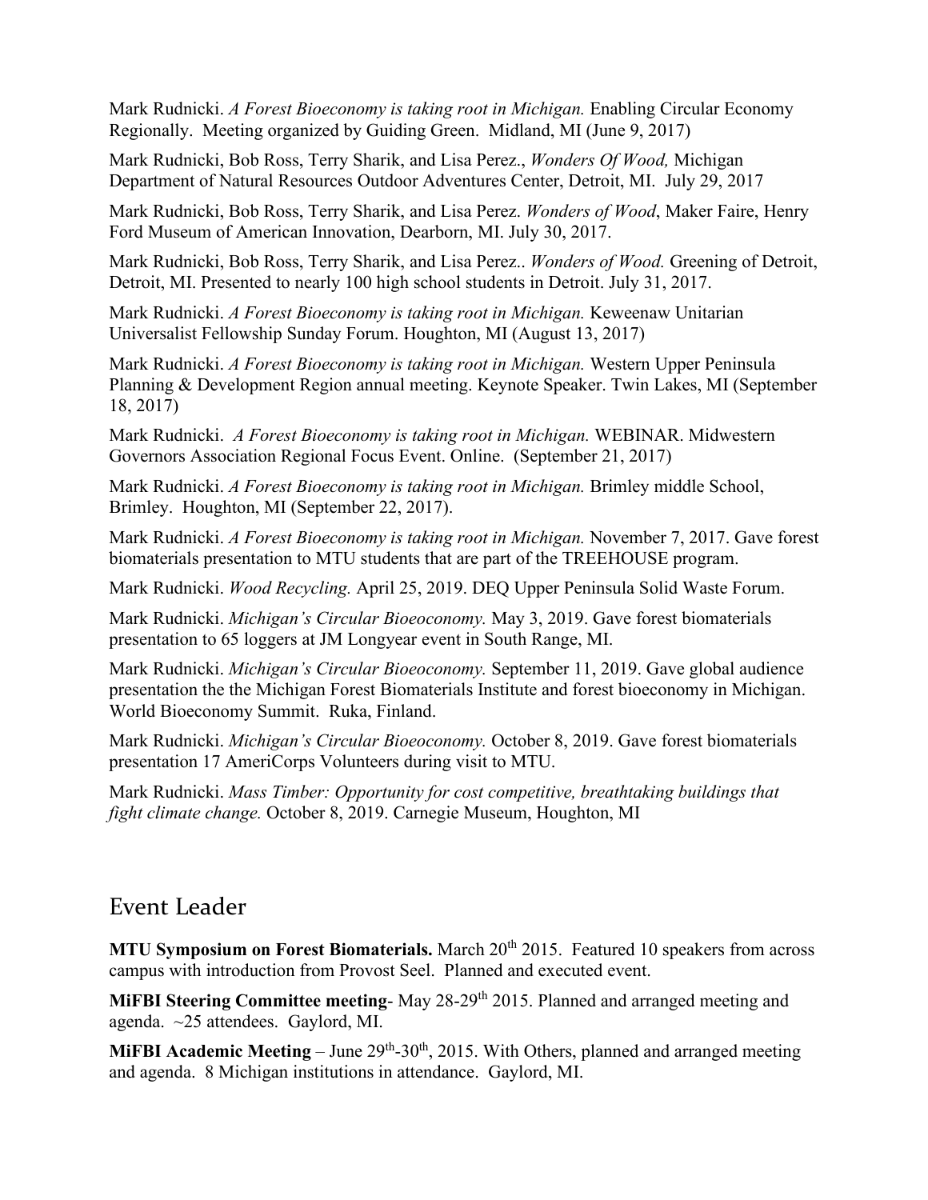Mark Rudnicki. *A Forest Bioeconomy is taking root in Michigan.* Enabling Circular Economy Regionally. Meeting organized by Guiding Green. Midland, MI (June 9, 2017)

Mark Rudnicki, Bob Ross, Terry Sharik, and Lisa Perez., *Wonders Of Wood,* Michigan Department of Natural Resources Outdoor Adventures Center, Detroit, MI. July 29, 2017

Mark Rudnicki, Bob Ross, Terry Sharik, and Lisa Perez. *Wonders of Wood*, Maker Faire, Henry Ford Museum of American Innovation, Dearborn, MI. July 30, 2017.

Mark Rudnicki, Bob Ross, Terry Sharik, and Lisa Perez.. *Wonders of Wood.* Greening of Detroit, Detroit, MI. Presented to nearly 100 high school students in Detroit. July 31, 2017.

Mark Rudnicki. *A Forest Bioeconomy is taking root in Michigan.* Keweenaw Unitarian Universalist Fellowship Sunday Forum. Houghton, MI (August 13, 2017)

Mark Rudnicki. *A Forest Bioeconomy is taking root in Michigan.* Western Upper Peninsula Planning & Development Region annual meeting. Keynote Speaker. Twin Lakes, MI (September 18, 2017)

Mark Rudnicki. *A Forest Bioeconomy is taking root in Michigan.* WEBINAR. Midwestern Governors Association Regional Focus Event. Online. (September 21, 2017)

Mark Rudnicki. *A Forest Bioeconomy is taking root in Michigan.* Brimley middle School, Brimley. Houghton, MI (September 22, 2017).

Mark Rudnicki. *A Forest Bioeconomy is taking root in Michigan.* November 7, 2017. Gave forest biomaterials presentation to MTU students that are part of the TREEHOUSE program.

Mark Rudnicki. *Wood Recycling.* April 25, 2019. DEQ Upper Peninsula Solid Waste Forum.

Mark Rudnicki. *Michigan's Circular Bioeoconomy.* May 3, 2019. Gave forest biomaterials presentation to 65 loggers at JM Longyear event in South Range, MI.

Mark Rudnicki. *Michigan's Circular Bioeoconomy.* September 11, 2019. Gave global audience presentation the the Michigan Forest Biomaterials Institute and forest bioeconomy in Michigan. World Bioeconomy Summit. Ruka, Finland.

Mark Rudnicki. *Michigan's Circular Bioeoconomy.* October 8, 2019. Gave forest biomaterials presentation 17 AmeriCorps Volunteers during visit to MTU.

Mark Rudnicki. *Mass Timber: Opportunity for cost competitive, breathtaking buildings that fight climate change.* October 8, 2019. Carnegie Museum, Houghton, MI

## Event Leader

**MTU Symposium on Forest Biomaterials.** March 20th 2015. Featured 10 speakers from across campus with introduction from Provost Seel. Planned and executed event.

**MiFBI Steering Committee meeting**- May 28-29th 2015. Planned and arranged meeting and agenda. ~25 attendees. Gaylord, MI.

**MiFBI Academic Meeting** – June 29th-30th, 2015. With Others, planned and arranged meeting and agenda. 8 Michigan institutions in attendance. Gaylord, MI.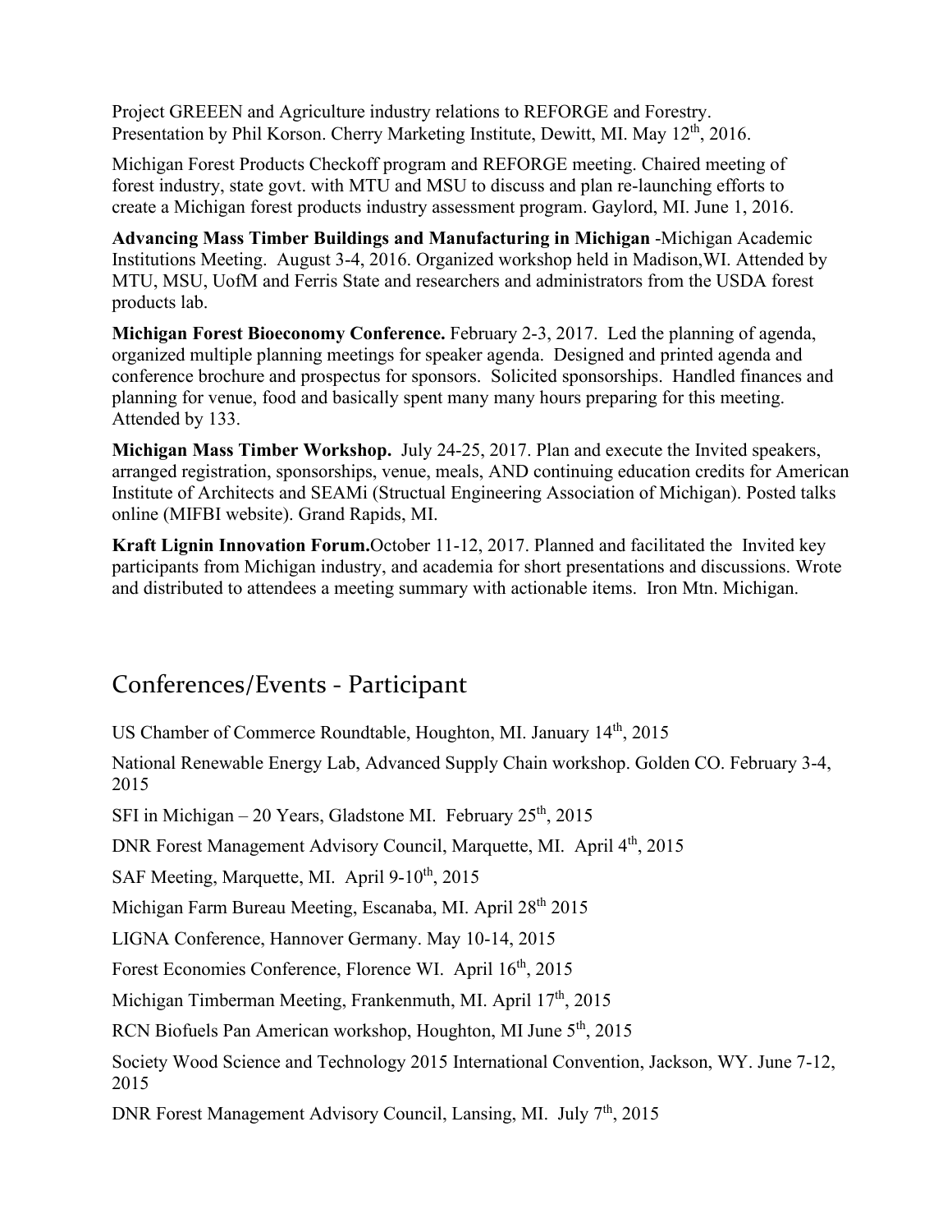Project GREEEN and Agriculture industry relations to REFORGE and Forestry. Presentation by Phil Korson. Cherry Marketing Institute, Dewitt, MI. May 12th, 2016.

Michigan Forest Products Checkoff program and REFORGE meeting. Chaired meeting of forest industry, state govt. with MTU and MSU to discuss and plan re-launching efforts to create a Michigan forest products industry assessment program. Gaylord, MI. June 1, 2016.

**Advancing Mass Timber Buildings and Manufacturing in Michigan** -Michigan Academic Institutions Meeting. August 3-4, 2016. Organized workshop held in Madison,WI. Attended by MTU, MSU, UofM and Ferris State and researchers and administrators from the USDA forest products lab.

**Michigan Forest Bioeconomy Conference.** February 2-3, 2017. Led the planning of agenda, organized multiple planning meetings for speaker agenda. Designed and printed agenda and conference brochure and prospectus for sponsors. Solicited sponsorships. Handled finances and planning for venue, food and basically spent many many hours preparing for this meeting. Attended by 133.

**Michigan Mass Timber Workshop.** July 24-25, 2017. Plan and execute the Invited speakers, arranged registration, sponsorships, venue, meals, AND continuing education credits for American Institute of Architects and SEAMi (Structual Engineering Association of Michigan). Posted talks online (MIFBI website). Grand Rapids, MI.

**Kraft Lignin Innovation Forum.**October 11-12, 2017. Planned and facilitated the Invited key participants from Michigan industry, and academia for short presentations and discussions. Wrote and distributed to attendees a meeting summary with actionable items. Iron Mtn. Michigan.

## Conferences/Events - Participant

US Chamber of Commerce Roundtable, Houghton, MI. January 14th, 2015

National Renewable Energy Lab, Advanced Supply Chain workshop. Golden CO. February 3-4, 2015

SFI in Michigan – 20 Years, Gladstone MI. February 25th, 2015

DNR Forest Management Advisory Council, Marquette, MI. April 4th, 2015

SAF Meeting, Marquette, MI. April 9-10th, 2015

Michigan Farm Bureau Meeting, Escanaba, MI. April 28th 2015

LIGNA Conference, Hannover Germany. May 10-14, 2015

Forest Economies Conference, Florence WI. April 16th, 2015

Michigan Timberman Meeting, Frankenmuth, MI. April 17th, 2015

RCN Biofuels Pan American workshop, Houghton, MI June 5th, 2015

Society Wood Science and Technology 2015 International Convention, Jackson, WY. June 7-12, 2015

DNR Forest Management Advisory Council, Lansing, MI. July 7th, 2015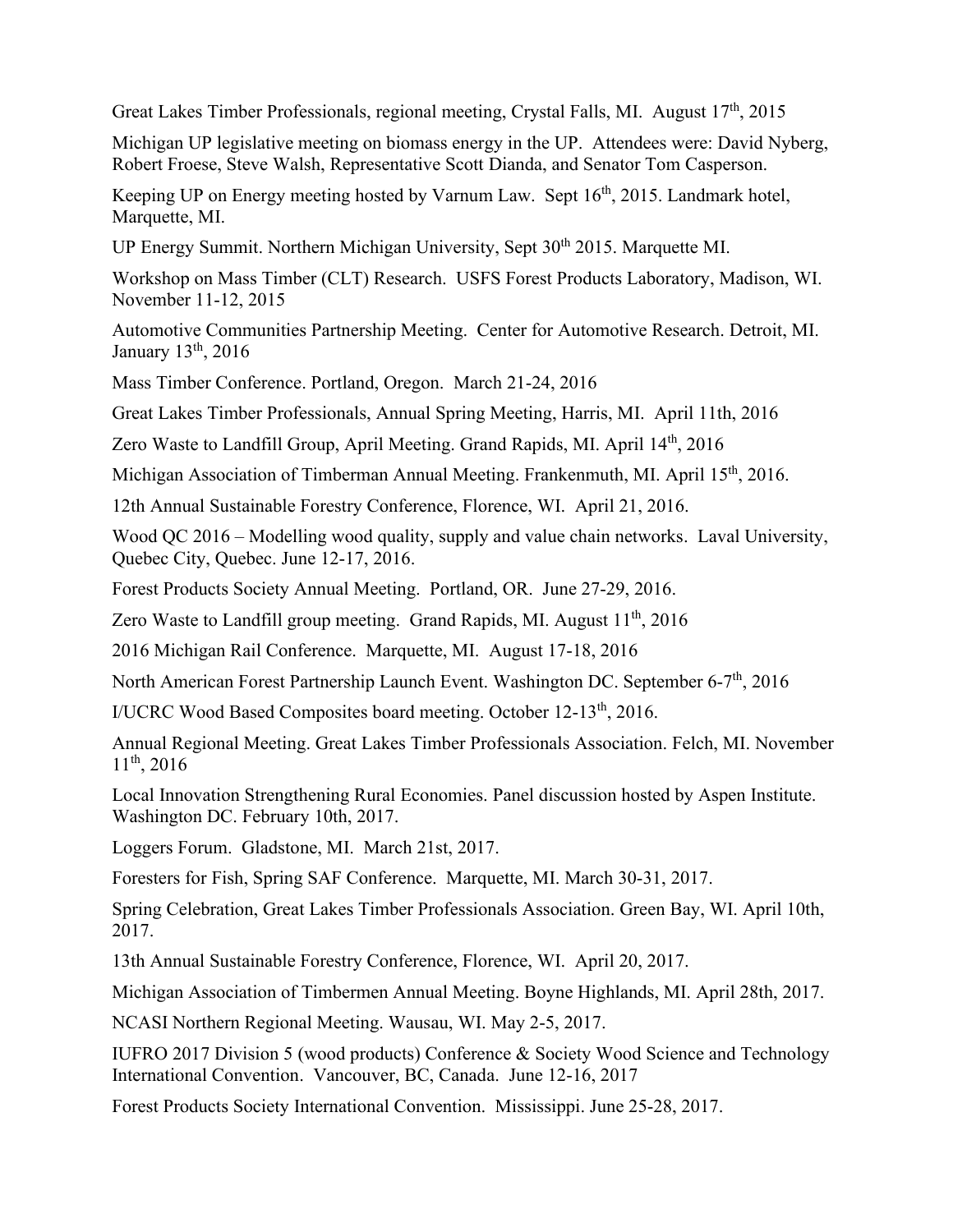Great Lakes Timber Professionals, regional meeting, Crystal Falls, MI. August 17th, 2015

Michigan UP legislative meeting on biomass energy in the UP. Attendees were: David Nyberg, Robert Froese, Steve Walsh, Representative Scott Dianda, and Senator Tom Casperson.

Keeping UP on Energy meeting hosted by Varnum Law. Sept 16th, 2015. Landmark hotel, Marquette, MI.

UP Energy Summit. Northern Michigan University, Sept 30th 2015. Marquette MI.

Workshop on Mass Timber (CLT) Research. USFS Forest Products Laboratory, Madison, WI. November 11-12, 2015

Automotive Communities Partnership Meeting. Center for Automotive Research. Detroit, MI. January 13th, 2016

Mass Timber Conference. Portland, Oregon. March 21-24, 2016

Great Lakes Timber Professionals, Annual Spring Meeting, Harris, MI. April 11th, 2016

Zero Waste to Landfill Group, April Meeting. Grand Rapids, MI. April 14th, 2016

Michigan Association of Timberman Annual Meeting. Frankenmuth, MI. April 15th, 2016.

12th Annual Sustainable Forestry Conference, Florence, WI. April 21, 2016.

Wood QC 2016 – Modelling wood quality, supply and value chain networks. Laval University, Quebec City, Quebec. June 12-17, 2016.

Forest Products Society Annual Meeting. Portland, OR. June 27-29, 2016.

Zero Waste to Landfill group meeting. Grand Rapids, MI. August 11th, 2016

2016 Michigan Rail Conference. Marquette, MI. August 17-18, 2016

North American Forest Partnership Launch Event. Washington DC. September 6-7th, 2016

I/UCRC Wood Based Composites board meeting. October 12-13th, 2016.

Annual Regional Meeting. Great Lakes Timber Professionals Association. Felch, MI. November 11th, 2016

Local Innovation Strengthening Rural Economies. Panel discussion hosted by Aspen Institute. Washington DC. February 10th, 2017.

Loggers Forum. Gladstone, MI. March 21st, 2017.

Foresters for Fish, Spring SAF Conference. Marquette, MI. March 30-31, 2017.

Spring Celebration, Great Lakes Timber Professionals Association. Green Bay, WI. April 10th, 2017.

13th Annual Sustainable Forestry Conference, Florence, WI. April 20, 2017.

Michigan Association of Timbermen Annual Meeting. Boyne Highlands, MI. April 28th, 2017.

NCASI Northern Regional Meeting. Wausau, WI. May 2-5, 2017.

IUFRO 2017 Division 5 (wood products) Conference & Society Wood Science and Technology International Convention. Vancouver, BC, Canada. June 12-16, 2017

Forest Products Society International Convention. Mississippi. June 25-28, 2017.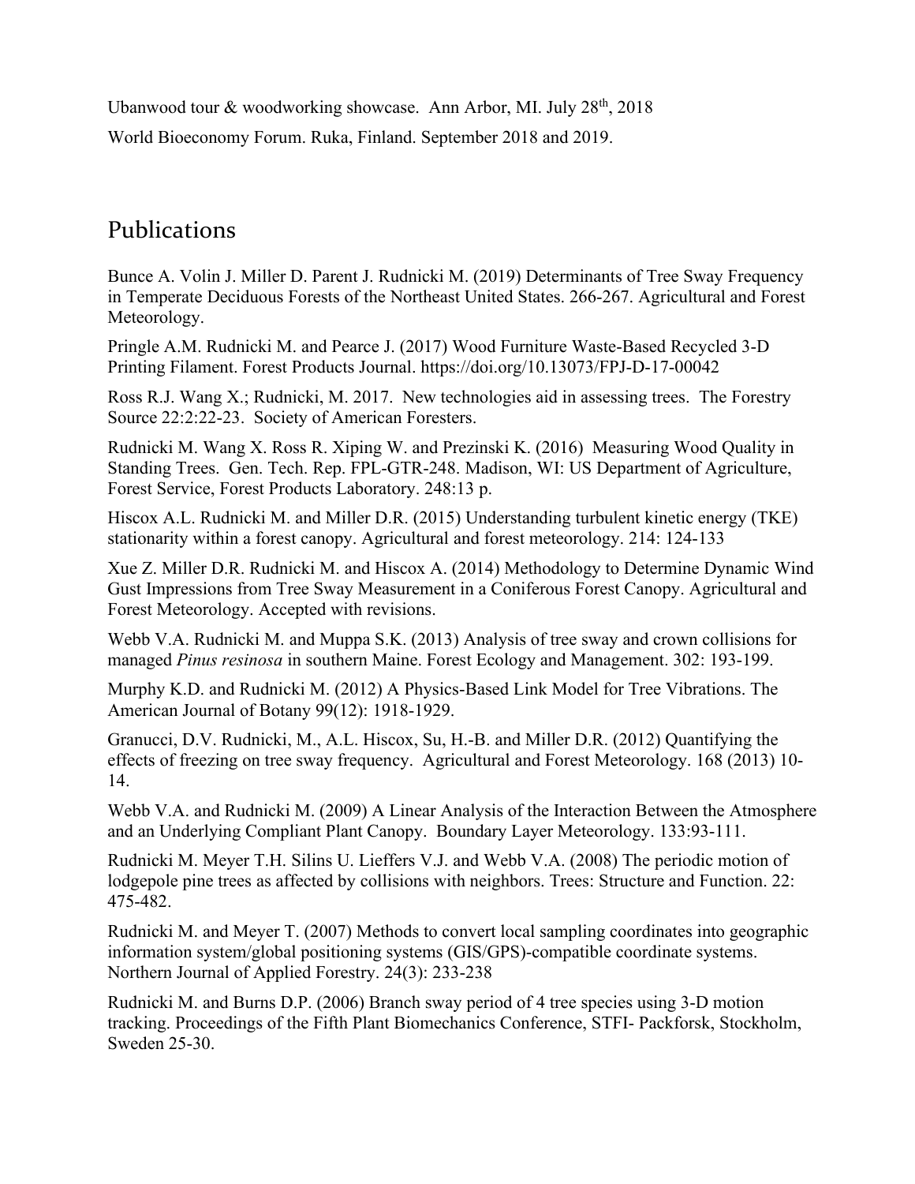Ubanwood tour & woodworking showcase. Ann Arbor, MI. July 28th, 2018

World Bioeconomy Forum. Ruka, Finland. September 2018 and 2019.

## Publications

Bunce A. Volin J. Miller D. Parent J. Rudnicki M. (2019) Determinants of Tree Sway Frequency in Temperate Deciduous Forests of the Northeast United States. 266-267. Agricultural and Forest Meteorology.

Pringle A.M. Rudnicki M. and Pearce J. (2017) Wood Furniture Waste-Based Recycled 3-D Printing Filament. Forest Products Journal. https://doi.org/10.13073/FPJ-D-17-00042

Ross R.J. Wang X.; Rudnicki, M. 2017. New technologies aid in assessing trees. The Forestry Source 22:2:22-23. Society of American Foresters.

Rudnicki M. Wang X. Ross R. Xiping W. and Prezinski K. (2016) Measuring Wood Quality in Standing Trees. Gen. Tech. Rep. FPL-GTR-248. Madison, WI: US Department of Agriculture, Forest Service, Forest Products Laboratory. 248:13 p.

Hiscox A.L. Rudnicki M. and Miller D.R. (2015) Understanding turbulent kinetic energy (TKE) stationarity within a forest canopy. Agricultural and forest meteorology. 214: 124-133

Xue Z. Miller D.R. Rudnicki M. and Hiscox A. (2014) Methodology to Determine Dynamic Wind Gust Impressions from Tree Sway Measurement in a Coniferous Forest Canopy. Agricultural and Forest Meteorology. Accepted with revisions.

Webb V.A. Rudnicki M. and Muppa S.K. (2013) Analysis of tree sway and crown collisions for managed *Pinus resinosa* in southern Maine. Forest Ecology and Management. 302: 193-199.

Murphy K.D. and Rudnicki M. (2012) A Physics-Based Link Model for Tree Vibrations. The American Journal of Botany 99(12): 1918-1929.

Granucci, D.V. Rudnicki, M., A.L. Hiscox, Su, H.-B. and Miller D.R. (2012) Quantifying the effects of freezing on tree sway frequency. Agricultural and Forest Meteorology. 168 (2013) 10-14.

Webb V.A. and Rudnicki M. (2009) A Linear Analysis of the Interaction Between the Atmosphere and an Underlying Compliant Plant Canopy. Boundary Layer Meteorology. 133:93-111.

Rudnicki M. Meyer T.H. Silins U. Lieffers V.J. and Webb V.A. (2008) The periodic motion of lodgepole pine trees as affected by collisions with neighbors. Trees: Structure and Function. 22: 475-482.

Rudnicki M. and Meyer T. (2007) Methods to convert local sampling coordinates into geographic information system/global positioning systems (GIS/GPS)-compatible coordinate systems. Northern Journal of Applied Forestry. 24(3): 233-238

Rudnicki M. and Burns D.P. (2006) Branch sway period of 4 tree species using 3-D motion tracking. Proceedings of the Fifth Plant Biomechanics Conference, STFI- Packforsk, Stockholm, Sweden 25-30.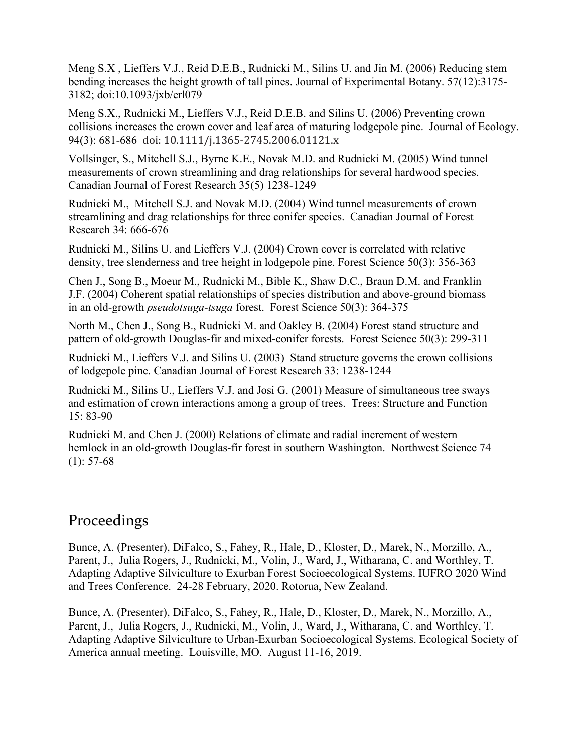Meng S.X , Lieffers V.J., Reid D.E.B., Rudnicki M., Silins U. and Jin M. (2006) Reducing stem bending increases the height growth of tall pines. Journal of Experimental Botany. 57(12):3175-3182; doi:10.1093/jxb/erl079

Meng S.X., Rudnicki M., Lieffers V.J., Reid D.E.B. and Silins U. (2006) Preventing crown collisions increases the crown cover and leaf area of maturing lodgepole pine. Journal of Ecology. 94(3): 681-686 doi: 10.1111/j.1365-2745.2006.01121.x

Vollsinger, S., Mitchell S.J., Byrne K.E., Novak M.D. and Rudnicki M. (2005) Wind tunnel measurements of crown streamlining and drag relationships for several hardwood species. Canadian Journal of Forest Research 35(5) 1238-1249

Rudnicki M., Mitchell S.J. and Novak M.D. (2004) Wind tunnel measurements of crown streamlining and drag relationships for three conifer species. Canadian Journal of Forest Research 34: 666-676

Rudnicki M., Silins U. and Lieffers V.J. (2004) Crown cover is correlated with relative density, tree slenderness and tree height in lodgepole pine. Forest Science 50(3): 356-363

Chen J., Song B., Moeur M., Rudnicki M., Bible K., Shaw D.C., Braun D.M. and Franklin J.F. (2004) Coherent spatial relationships of species distribution and above-ground biomass in an old-growth *pseudotsuga-tsuga* forest. Forest Science 50(3): 364-375

North M., Chen J., Song B., Rudnicki M. and Oakley B. (2004) Forest stand structure and pattern of old-growth Douglas-fir and mixed-conifer forests. Forest Science 50(3): 299-311

Rudnicki M., Lieffers V.J. and Silins U. (2003) Stand structure governs the crown collisions of lodgepole pine. Canadian Journal of Forest Research 33: 1238-1244

Rudnicki M., Silins U., Lieffers V.J. and Josi G. (2001) Measure of simultaneous tree sways and estimation of crown interactions among a group of trees. Trees: Structure and Function 15: 83-90

Rudnicki M. and Chen J. (2000) Relations of climate and radial increment of western hemlock in an old-growth Douglas-fir forest in southern Washington. Northwest Science 74 (1): 57-68

## Proceedings

Bunce, A. (Presenter), DiFalco, S., Fahey, R., Hale, D., Kloster, D., Marek, N., Morzillo, A., Parent, J., Julia Rogers, J., Rudnicki, M., Volin, J., Ward, J., Witharana, C. and Worthley, T. Adapting Adaptive Silviculture to Exurban Forest Socioecological Systems. IUFRO 2020 Wind and Trees Conference. 24-28 February, 2020. Rotorua, New Zealand.

Bunce, A. (Presenter), DiFalco, S., Fahey, R., Hale, D., Kloster, D., Marek, N., Morzillo, A., Parent, J., Julia Rogers, J., Rudnicki, M., Volin, J., Ward, J., Witharana, C. and Worthley, T. Adapting Adaptive Silviculture to Urban-Exurban Socioecological Systems. Ecological Society of America annual meeting. Louisville, MO. August 11-16, 2019.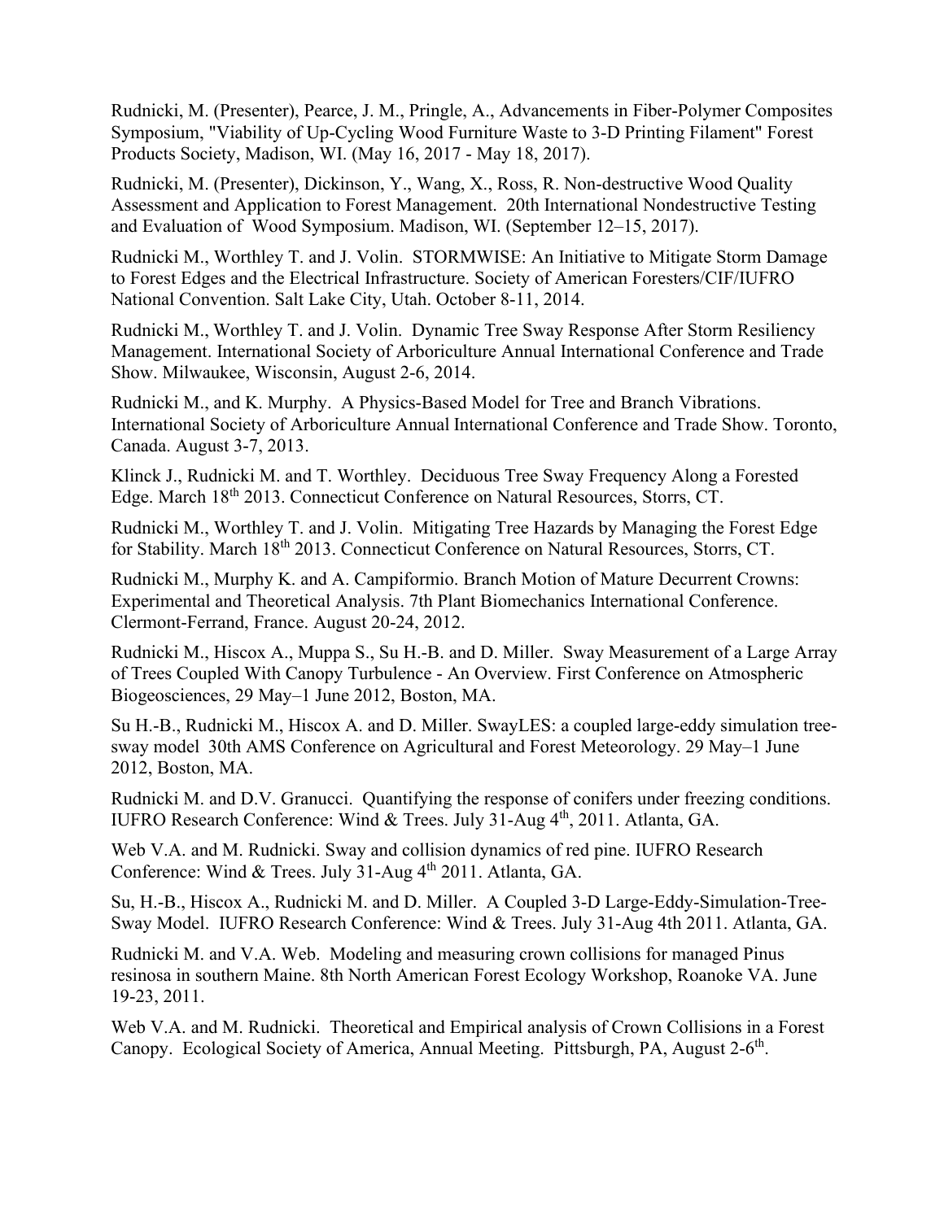Rudnicki, M. (Presenter), Pearce, J. M., Pringle, A., Advancements in Fiber-Polymer Composites Symposium, "Viability of Up-Cycling Wood Furniture Waste to 3-D Printing Filament" Forest Products Society, Madison, WI. (May 16, 2017 - May 18, 2017).

Rudnicki, M. (Presenter), Dickinson, Y., Wang, X., Ross, R. Non-destructive Wood Quality Assessment and Application to Forest Management. 20th International Nondestructive Testing and Evaluation of Wood Symposium. Madison, WI. (September 12–15, 2017).

Rudnicki M., Worthley T. and J. Volin. STORMWISE: An Initiative to Mitigate Storm Damage to Forest Edges and the Electrical Infrastructure. Society of American Foresters/CIF/IUFRO National Convention. Salt Lake City, Utah. October 8-11, 2014.

Rudnicki M., Worthley T. and J. Volin. Dynamic Tree Sway Response After Storm Resiliency Management. International Society of Arboriculture Annual International Conference and Trade Show. Milwaukee, Wisconsin, August 2-6, 2014.

Rudnicki M., and K. Murphy. A Physics-Based Model for Tree and Branch Vibrations. International Society of Arboriculture Annual International Conference and Trade Show. Toronto, Canada. August 3-7, 2013.

Klinck J., Rudnicki M. and T. Worthley. Deciduous Tree Sway Frequency Along a Forested Edge. March 18th 2013. Connecticut Conference on Natural Resources, Storrs, CT.

Rudnicki M., Worthley T. and J. Volin. Mitigating Tree Hazards by Managing the Forest Edge for Stability. March 18th 2013. Connecticut Conference on Natural Resources, Storrs, CT.

Rudnicki M., Murphy K. and A. Campiformio. Branch Motion of Mature Decurrent Crowns: Experimental and Theoretical Analysis. 7th Plant Biomechanics International Conference. Clermont-Ferrand, France. August 20-24, 2012.

Rudnicki M., Hiscox A., Muppa S., Su H.-B. and D. Miller. Sway Measurement of a Large Array of Trees Coupled With Canopy Turbulence - An Overview. First Conference on Atmospheric Biogeosciences, 29 May–1 June 2012, Boston, MA.

Su H.-B., Rudnicki M., Hiscox A. and D. Miller. SwayLES: a coupled large-eddy simulation tree-sway model 30th AMS Conference on Agricultural and Forest Meteorology. 29 May–1 June 2012, Boston, MA.

Rudnicki M. and D.V. Granucci. Quantifying the response of conifers under freezing conditions. IUFRO Research Conference: Wind & Trees. July 31-Aug 4th, 2011. Atlanta, GA.

Web V.A. and M. Rudnicki. Sway and collision dynamics of red pine. IUFRO Research Conference: Wind & Trees. July 31-Aug 4th 2011. Atlanta, GA.

Su, H.-B., Hiscox A., Rudnicki M. and D. Miller. A Coupled 3-D Large-Eddy-Simulation-Tree-Sway Model. IUFRO Research Conference: Wind & Trees. July 31-Aug 4th 2011. Atlanta, GA.

Rudnicki M. and V.A. Web. Modeling and measuring crown collisions for managed Pinus resinosa in southern Maine. 8th North American Forest Ecology Workshop, Roanoke VA. June 19-23, 2011.

Web V.A. and M. Rudnicki. Theoretical and Empirical analysis of Crown Collisions in a Forest Canopy. Ecological Society of America, Annual Meeting. Pittsburgh, PA, August 2-6th.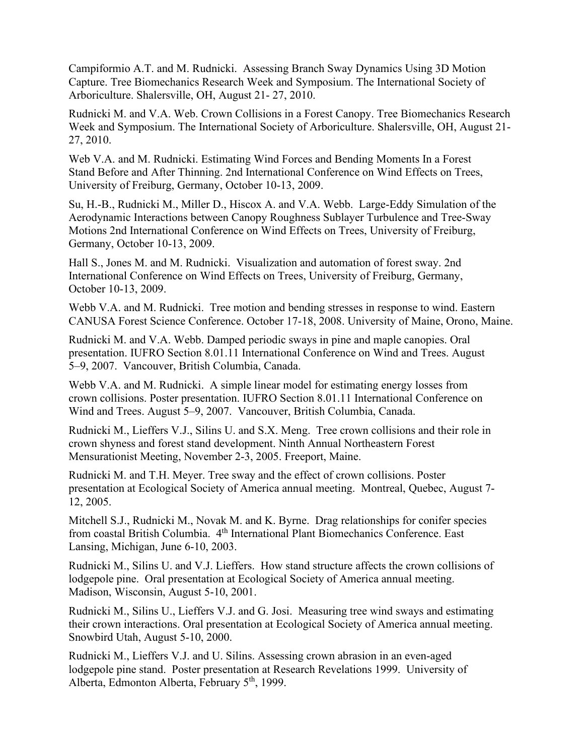Campiformio A.T. and M. Rudnicki. Assessing Branch Sway Dynamics Using 3D Motion Capture. Tree Biomechanics Research Week and Symposium. The International Society of Arboriculture. Shalersville, OH, August 21- 27, 2010.

Rudnicki M. and V.A. Web. Crown Collisions in a Forest Canopy. Tree Biomechanics Research Week and Symposium. The International Society of Arboriculture. Shalersville, OH, August 21- 27, 2010.

Web V.A. and M. Rudnicki. Estimating Wind Forces and Bending Moments In a Forest Stand Before and After Thinning. 2nd International Conference on Wind Effects on Trees, University of Freiburg, Germany, October 10-13, 2009.

Su, H.-B., Rudnicki M., Miller D., Hiscox A. and V.A. Webb. Large-Eddy Simulation of the Aerodynamic Interactions between Canopy Roughness Sublayer Turbulence and Tree-Sway Motions 2nd International Conference on Wind Effects on Trees, University of Freiburg, Germany, October 10-13, 2009.

Hall S., Jones M. and M. Rudnicki. Visualization and automation of forest sway. 2nd International Conference on Wind Effects on Trees, University of Freiburg, Germany, October 10-13, 2009.

Webb V.A. and M. Rudnicki. Tree motion and bending stresses in response to wind. Eastern CANUSA Forest Science Conference. October 17-18, 2008. University of Maine, Orono, Maine.

Rudnicki M. and V.A. Webb. Damped periodic sways in pine and maple canopies. Oral presentation. IUFRO Section 8.01.11 International Conference on Wind and Trees. August 5–9, 2007. Vancouver, British Columbia, Canada.

Webb V.A. and M. Rudnicki. A simple linear model for estimating energy losses from crown collisions. Poster presentation. IUFRO Section 8.01.11 International Conference on Wind and Trees. August 5–9, 2007. Vancouver, British Columbia, Canada.

Rudnicki M., Lieffers V.J., Silins U. and S.X. Meng. Tree crown collisions and their role in crown shyness and forest stand development. Ninth Annual Northeastern Forest Mensurationist Meeting, November 2-3, 2005. Freeport, Maine.

Rudnicki M. and T.H. Meyer. Tree sway and the effect of crown collisions. Poster presentation at Ecological Society of America annual meeting. Montreal, Quebec, August 7-12, 2005.

Mitchell S.J., Rudnicki M., Novak M. and K. Byrne. Drag relationships for conifer species from coastal British Columbia. 4th International Plant Biomechanics Conference. East Lansing, Michigan, June 6-10, 2003.

Rudnicki M., Silins U. and V.J. Lieffers. How stand structure affects the crown collisions of lodgepole pine. Oral presentation at Ecological Society of America annual meeting. Madison, Wisconsin, August 5-10, 2001.

Rudnicki M., Silins U., Lieffers V.J. and G. Josi. Measuring tree wind sways and estimating their crown interactions. Oral presentation at Ecological Society of America annual meeting. Snowbird Utah, August 5-10, 2000.

Rudnicki M., Lieffers V.J. and U. Silins. Assessing crown abrasion in an even-aged lodgepole pine stand. Poster presentation at Research Revelations 1999. University of Alberta, Edmonton Alberta, February 5th, 1999.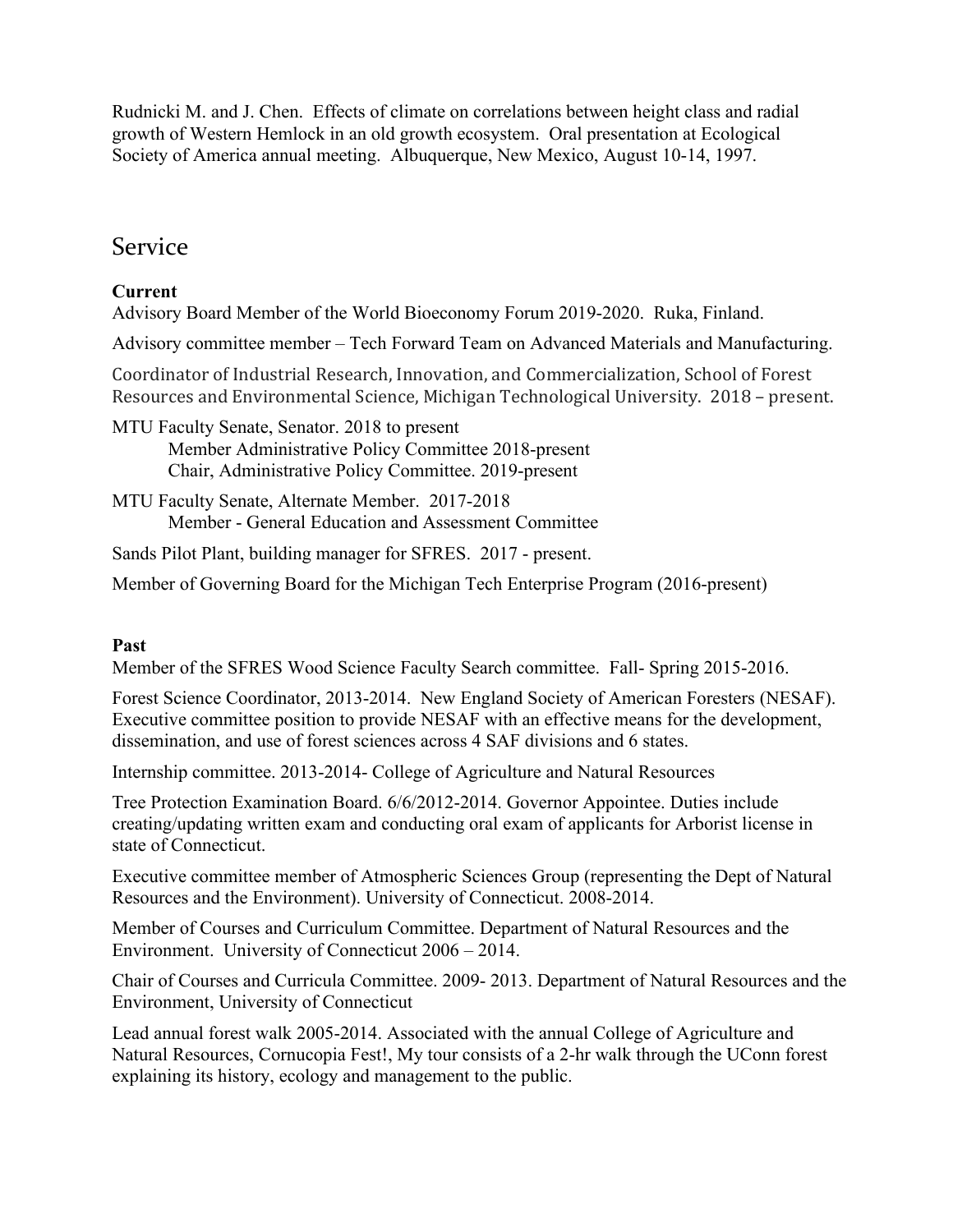Rudnicki M. and J. Chen. Effects of climate on correlations between height class and radial growth of Western Hemlock in an old growth ecosystem. Oral presentation at Ecological Society of America annual meeting. Albuquerque, New Mexico, August 10-14, 1997.

## Service

**Current**

Advisory Board Member of the World Bioeconomy Forum 2019-2020. Ruka, Finland.

Advisory committee member – Tech Forward Team on Advanced Materials and Manufacturing.

Coordinator of Industrial Research, Innovation, and Commercialization, School of Forest Resources and Environmental Science, Michigan Technological University. 2018 – present.

MTU Faculty Senate, Senator. 2018 to present
  Member Administrative Policy Committee 2018-present
  Chair, Administrative Policy Committee. 2019-present

MTU Faculty Senate, Alternate Member. 2017-2018
  Member - General Education and Assessment Committee

Sands Pilot Plant, building manager for SFRES. 2017 - present.

Member of Governing Board for the Michigan Tech Enterprise Program (2016-present)

**Past**

Member of the SFRES Wood Science Faculty Search committee. Fall- Spring 2015-2016.

Forest Science Coordinator, 2013-2014. New England Society of American Foresters (NESAF). Executive committee position to provide NESAF with an effective means for the development, dissemination, and use of forest sciences across 4 SAF divisions and 6 states.

Internship committee. 2013-2014- College of Agriculture and Natural Resources

Tree Protection Examination Board. 6/6/2012-2014. Governor Appointee. Duties include creating/updating written exam and conducting oral exam of applicants for Arborist license in state of Connecticut.

Executive committee member of Atmospheric Sciences Group (representing the Dept of Natural Resources and the Environment). University of Connecticut. 2008-2014.

Member of Courses and Curriculum Committee. Department of Natural Resources and the Environment. University of Connecticut 2006 – 2014.

Chair of Courses and Curricula Committee. 2009- 2013. Department of Natural Resources and the Environment, University of Connecticut

Lead annual forest walk 2005-2014. Associated with the annual College of Agriculture and Natural Resources, Cornucopia Fest!, My tour consists of a 2-hr walk through the UConn forest explaining its history, ecology and management to the public.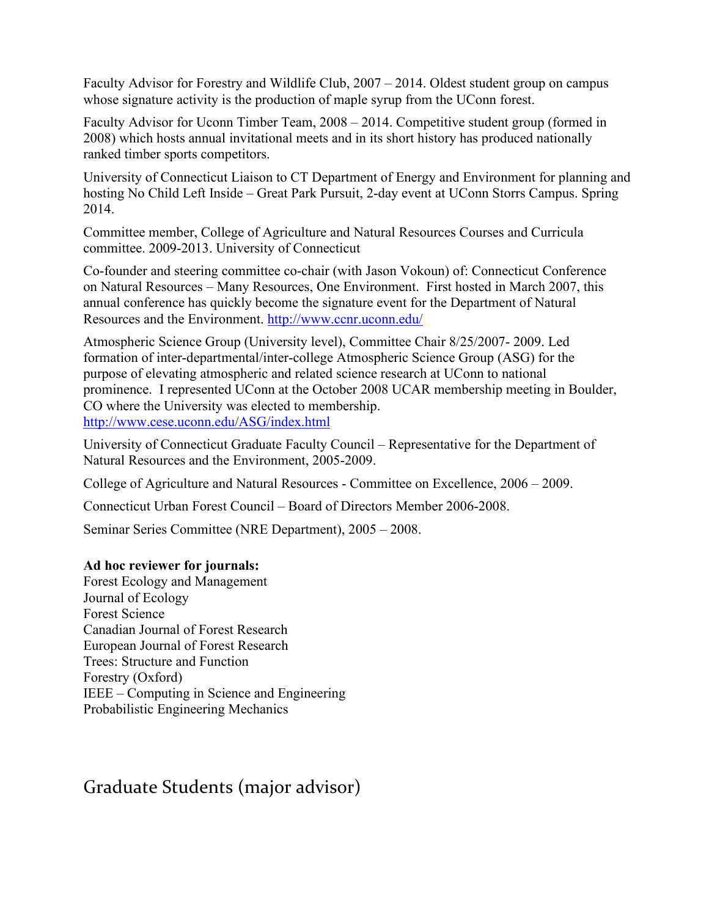Faculty Advisor for Forestry and Wildlife Club, 2007 – 2014. Oldest student group on campus whose signature activity is the production of maple syrup from the UConn forest.

Faculty Advisor for Uconn Timber Team, 2008 – 2014. Competitive student group (formed in 2008) which hosts annual invitational meets and in its short history has produced nationally ranked timber sports competitors.

University of Connecticut Liaison to CT Department of Energy and Environment for planning and hosting No Child Left Inside – Great Park Pursuit, 2-day event at UConn Storrs Campus. Spring 2014.

Committee member, College of Agriculture and Natural Resources Courses and Curricula committee. 2009-2013. University of Connecticut

Co-founder and steering committee co-chair (with Jason Vokoun) of: Connecticut Conference on Natural Resources – Many Resources, One Environment. First hosted in March 2007, this annual conference has quickly become the signature event for the Department of Natural Resources and the Environment. http://www.ccnr.uconn.edu/

Atmospheric Science Group (University level), Committee Chair 8/25/2007- 2009. Led formation of inter-departmental/inter-college Atmospheric Science Group (ASG) for the purpose of elevating atmospheric and related science research at UConn to national prominence. I represented UConn at the October 2008 UCAR membership meeting in Boulder, CO where the University was elected to membership. http://www.cese.uconn.edu/ASG/index.html

University of Connecticut Graduate Faculty Council – Representative for the Department of Natural Resources and the Environment, 2005-2009.

College of Agriculture and Natural Resources - Committee on Excellence, 2006 – 2009.

Connecticut Urban Forest Council – Board of Directors Member 2006-2008.

Seminar Series Committee (NRE Department), 2005 – 2008.

**Ad hoc reviewer for journals:**
Forest Ecology and Management
Journal of Ecology
Forest Science
Canadian Journal of Forest Research
European Journal of Forest Research
Trees: Structure and Function
Forestry (Oxford)
IEEE – Computing in Science and Engineering
Probabilistic Engineering Mechanics

## Graduate Students (major advisor)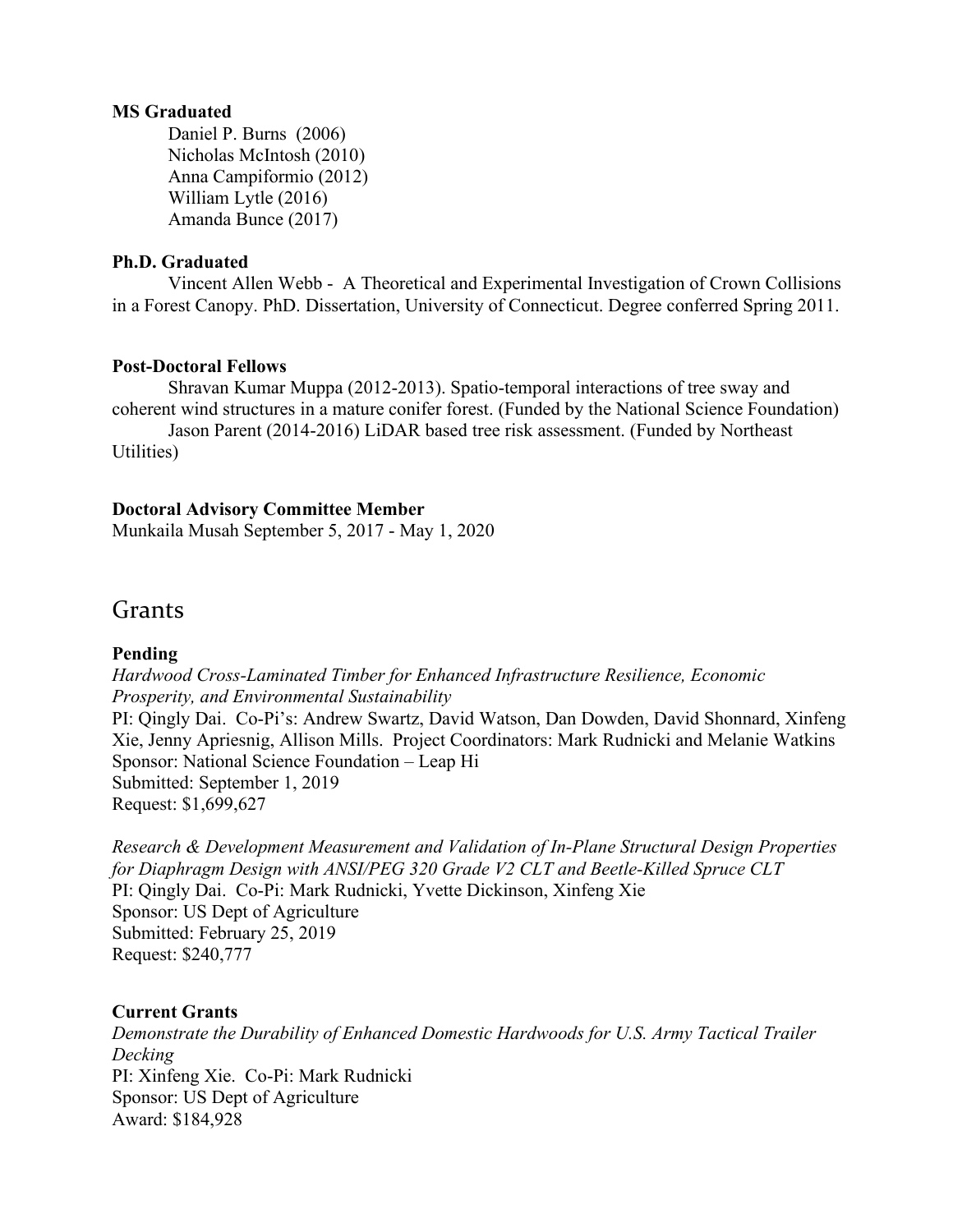**MS Graduated**

Daniel P. Burns (2006)
Nicholas McIntosh (2010)
Anna Campiformio (2012)
William Lytle (2016)
Amanda Bunce (2017)

**Ph.D. Graduated**

Vincent Allen Webb - A Theoretical and Experimental Investigation of Crown Collisions in a Forest Canopy. PhD. Dissertation, University of Connecticut. Degree conferred Spring 2011.

**Post-Doctoral Fellows**

Shravan Kumar Muppa (2012-2013). Spatio-temporal interactions of tree sway and coherent wind structures in a mature conifer forest. (Funded by the National Science Foundation)

Jason Parent (2014-2016) LiDAR based tree risk assessment. (Funded by Northeast Utilities)

**Doctoral Advisory Committee Member**

Munkaila Musah September 5, 2017 - May 1, 2020

# Grants

**Pending**

*Hardwood Cross-Laminated Timber for Enhanced Infrastructure Resilience, Economic Prosperity, and Environmental Sustainability*
PI: Qingly Dai. Co-Pi's: Andrew Swartz, David Watson, Dan Dowden, David Shonnard, Xinfeng Xie, Jenny Apriesnig, Allison Mills. Project Coordinators: Mark Rudnicki and Melanie Watkins
Sponsor: National Science Foundation – Leap Hi
Submitted: September 1, 2019
Request: $1,699,627

*Research & Development Measurement and Validation of In-Plane Structural Design Properties for Diaphragm Design with ANSI/PEG 320 Grade V2 CLT and Beetle-Killed Spruce CLT*
PI: Qingly Dai. Co-Pi: Mark Rudnicki, Yvette Dickinson, Xinfeng Xie
Sponsor: US Dept of Agriculture
Submitted: February 25, 2019
Request: $240,777

**Current Grants**

*Demonstrate the Durability of Enhanced Domestic Hardwoods for U.S. Army Tactical Trailer Decking*
PI: Xinfeng Xie. Co-Pi: Mark Rudnicki
Sponsor: US Dept of Agriculture
Award: $184,928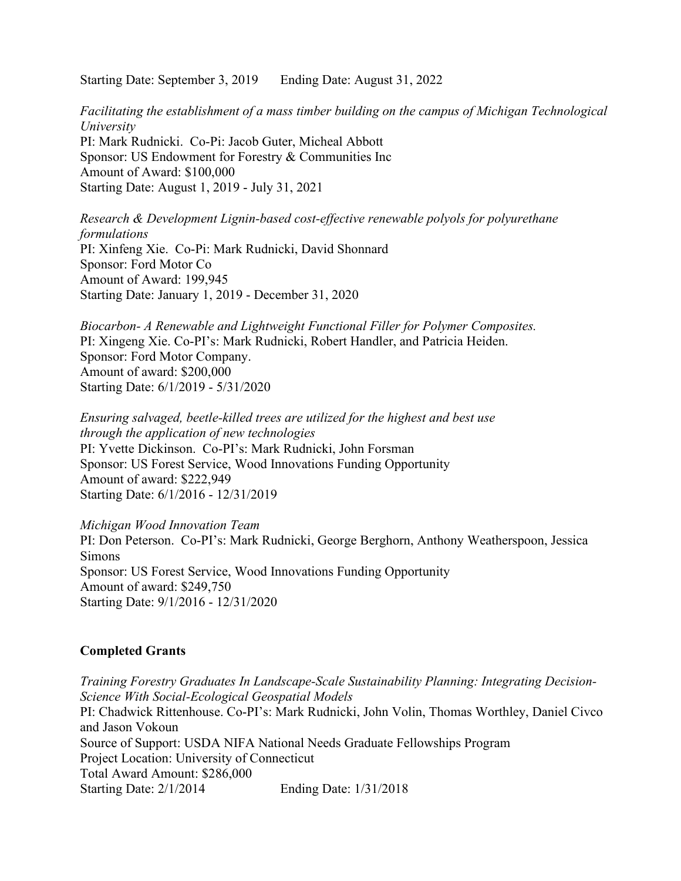Starting Date: September 3, 2019    Ending Date: August 31, 2022

*Facilitating the establishment of a mass timber building on the campus of Michigan Technological University*
PI: Mark Rudnicki. Co-Pi: Jacob Guter, Micheal Abbott
Sponsor: US Endowment for Forestry & Communities Inc
Amount of Award: $100,000
Starting Date: August 1, 2019 - July 31, 2021

*Research & Development Lignin-based cost-effective renewable polyols for polyurethane formulations*
PI: Xinfeng Xie. Co-Pi: Mark Rudnicki, David Shonnard
Sponsor: Ford Motor Co
Amount of Award: 199,945
Starting Date: January 1, 2019 - December 31, 2020

*Biocarbon- A Renewable and Lightweight Functional Filler for Polymer Composites.*
PI: Xingeng Xie. Co-PI's: Mark Rudnicki, Robert Handler, and Patricia Heiden.
Sponsor: Ford Motor Company.
Amount of award: $200,000
Starting Date: 6/1/2019 - 5/31/2020

*Ensuring salvaged, beetle-killed trees are utilized for the highest and best use through the application of new technologies*
PI: Yvette Dickinson. Co-PI's: Mark Rudnicki, John Forsman
Sponsor: US Forest Service, Wood Innovations Funding Opportunity
Amount of award: $222,949
Starting Date: 6/1/2016 - 12/31/2019

*Michigan Wood Innovation Team*
PI: Don Peterson. Co-PI's: Mark Rudnicki, George Berghorn, Anthony Weatherspoon, Jessica Simons
Sponsor: US Forest Service, Wood Innovations Funding Opportunity
Amount of award: $249,750
Starting Date: 9/1/2016 - 12/31/2020

**Completed Grants**

*Training Forestry Graduates In Landscape-Scale Sustainability Planning: Integrating Decision-Science With Social-Ecological Geospatial Models*
PI: Chadwick Rittenhouse. Co-PI's: Mark Rudnicki, John Volin, Thomas Worthley, Daniel Civco and Jason Vokoun
Source of Support: USDA NIFA National Needs Graduate Fellowships Program
Project Location: University of Connecticut
Total Award Amount: $286,000
Starting Date: 2/1/2014    Ending Date: 1/31/2018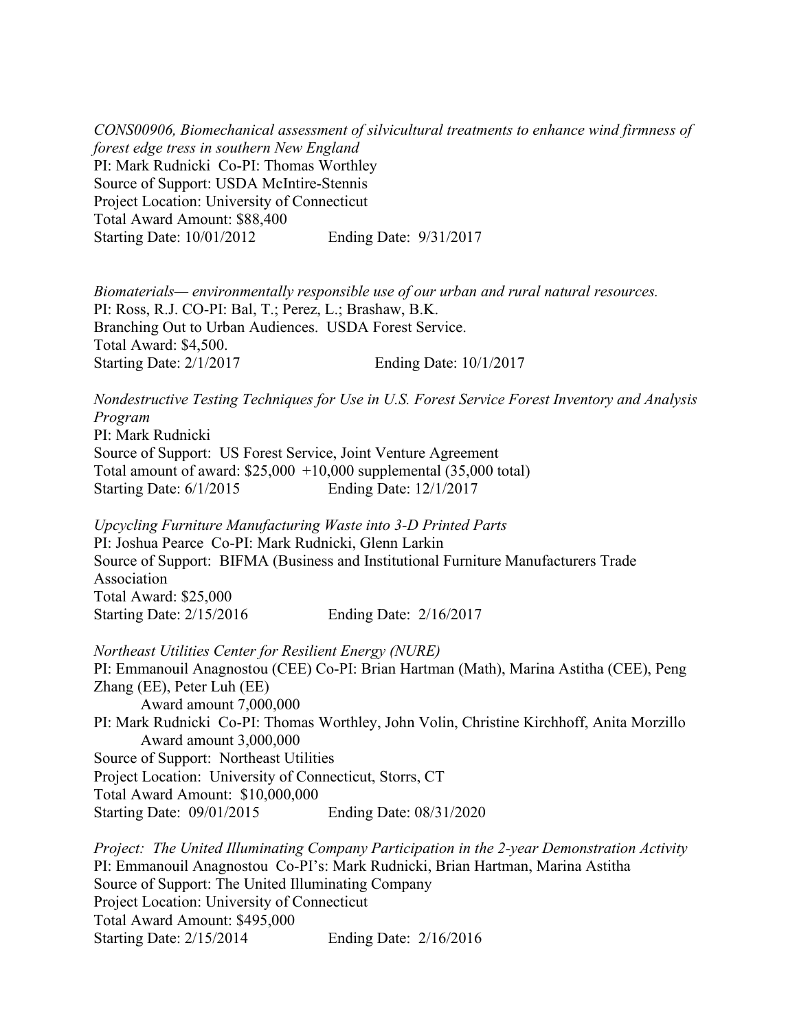*CONS00906, Biomechanical assessment of silvicultural treatments to enhance wind firmness of forest edge tress in southern New England*
PI: Mark Rudnicki  Co-PI: Thomas Worthley
Source of Support: USDA McIntire-Stennis
Project Location: University of Connecticut
Total Award Amount: $88,400
Starting Date: 10/01/2012  Ending Date: 9/31/2017

*Biomaterials— environmentally responsible use of our urban and rural natural resources.*
PI: Ross, R.J. CO-PI: Bal, T.; Perez, L.; Brashaw, B.K.
Branching Out to Urban Audiences. USDA Forest Service.
Total Award: $4,500.
Starting Date: 2/1/2017  Ending Date: 10/1/2017

*Nondestructive Testing Techniques for Use in U.S. Forest Service Forest Inventory and Analysis Program*
PI: Mark Rudnicki
Source of Support: US Forest Service, Joint Venture Agreement
Total amount of award: $25,000 +10,000 supplemental (35,000 total)
Starting Date: 6/1/2015  Ending Date: 12/1/2017

*Upcycling Furniture Manufacturing Waste into 3-D Printed Parts*
PI: Joshua Pearce  Co-PI: Mark Rudnicki, Glenn Larkin
Source of Support: BIFMA (Business and Institutional Furniture Manufacturers Trade Association
Total Award: $25,000
Starting Date: 2/15/2016  Ending Date: 2/16/2017

*Northeast Utilities Center for Resilient Energy (NURE)*
PI: Emmanouil Anagnostou (CEE) Co-PI: Brian Hartman (Math), Marina Astitha (CEE), Peng Zhang (EE), Peter Luh (EE)
  Award amount 7,000,000
PI: Mark Rudnicki  Co-PI: Thomas Worthley, John Volin, Christine Kirchhoff, Anita Morzillo
  Award amount 3,000,000
Source of Support: Northeast Utilities
Project Location: University of Connecticut, Storrs, CT
Total Award Amount: $10,000,000
Starting Date: 09/01/2015  Ending Date: 08/31/2020

*Project: The United Illuminating Company Participation in the 2-year Demonstration Activity*
PI: Emmanouil Anagnostou  Co-PI's: Mark Rudnicki, Brian Hartman, Marina Astitha
Source of Support: The United Illuminating Company
Project Location: University of Connecticut
Total Award Amount: $495,000
Starting Date: 2/15/2014  Ending Date: 2/16/2016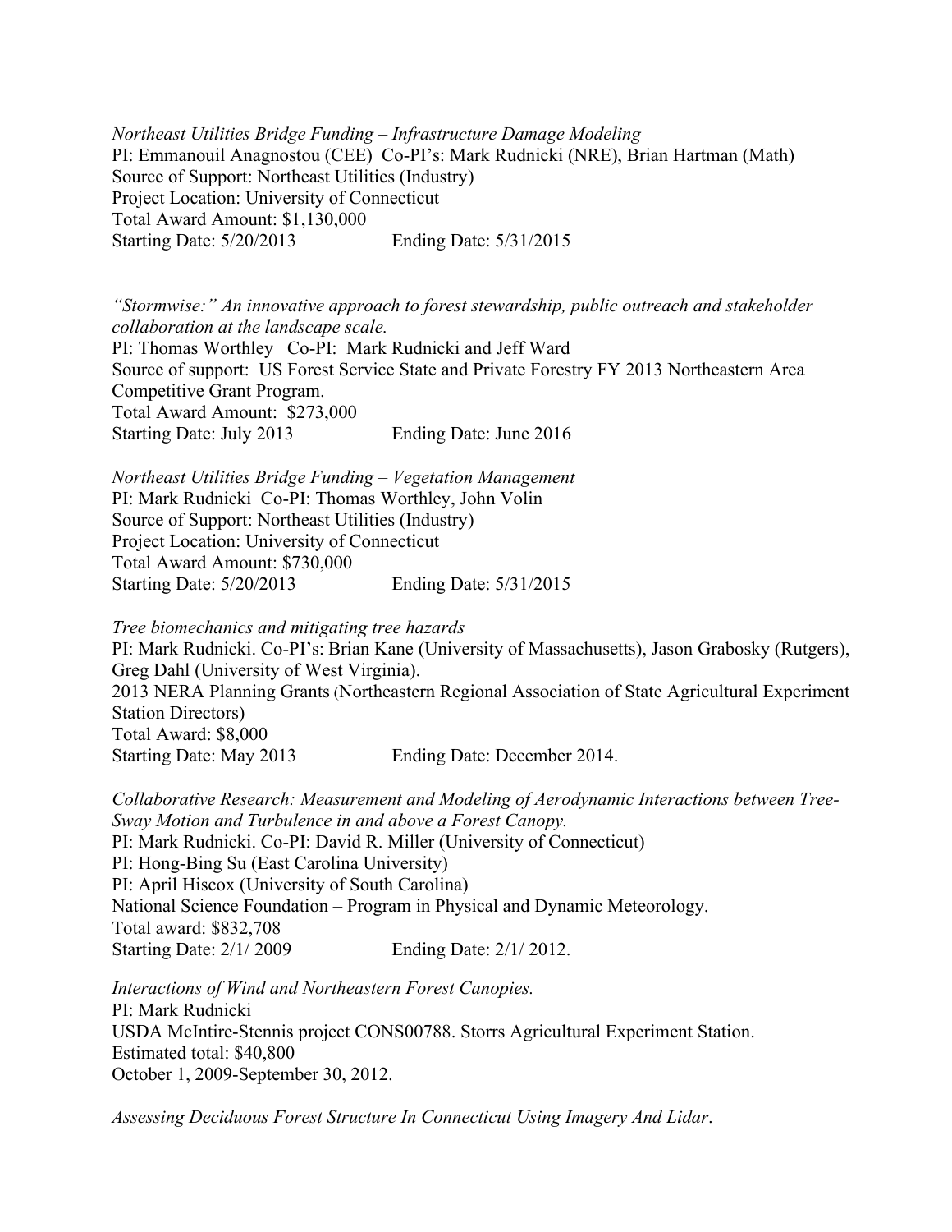*Northeast Utilities Bridge Funding – Infrastructure Damage Modeling*
PI: Emmanouil Anagnostou (CEE) Co-PI's: Mark Rudnicki (NRE), Brian Hartman (Math)
Source of Support: Northeast Utilities (Industry)
Project Location: University of Connecticut
Total Award Amount: $1,130,000
Starting Date: 5/20/2013 Ending Date: 5/31/2015

*"Stormwise:" An innovative approach to forest stewardship, public outreach and stakeholder collaboration at the landscape scale.*
PI: Thomas Worthley Co-PI: Mark Rudnicki and Jeff Ward
Source of support: US Forest Service State and Private Forestry FY 2013 Northeastern Area Competitive Grant Program.
Total Award Amount: $273,000
Starting Date: July 2013 Ending Date: June 2016

*Northeast Utilities Bridge Funding – Vegetation Management*
PI: Mark Rudnicki Co-PI: Thomas Worthley, John Volin
Source of Support: Northeast Utilities (Industry)
Project Location: University of Connecticut
Total Award Amount: $730,000
Starting Date: 5/20/2013 Ending Date: 5/31/2015

*Tree biomechanics and mitigating tree hazards*
PI: Mark Rudnicki. Co-PI's: Brian Kane (University of Massachusetts), Jason Grabosky (Rutgers), Greg Dahl (University of West Virginia).
2013 NERA Planning Grants (Northeastern Regional Association of State Agricultural Experiment Station Directors)
Total Award: $8,000
Starting Date: May 2013 Ending Date: December 2014.

*Collaborative Research: Measurement and Modeling of Aerodynamic Interactions between Tree-Sway Motion and Turbulence in and above a Forest Canopy.*
PI: Mark Rudnicki. Co-PI: David R. Miller (University of Connecticut)
PI: Hong-Bing Su (East Carolina University)
PI: April Hiscox (University of South Carolina)
National Science Foundation – Program in Physical and Dynamic Meteorology.
Total award: $832,708
Starting Date: 2/1/ 2009 Ending Date: 2/1/ 2012.

*Interactions of Wind and Northeastern Forest Canopies.*
PI: Mark Rudnicki
USDA McIntire-Stennis project CONS00788. Storrs Agricultural Experiment Station.
Estimated total: $40,800
October 1, 2009-September 30, 2012.

*Assessing Deciduous Forest Structure In Connecticut Using Imagery And Lidar*.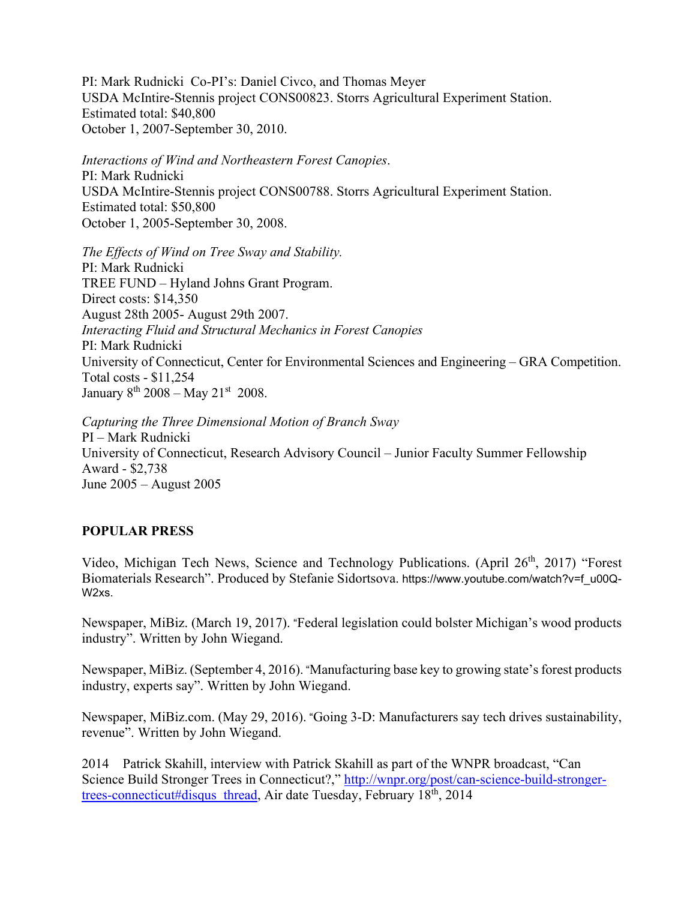PI: Mark Rudnicki Co-PI's: Daniel Civco, and Thomas Meyer
USDA McIntire-Stennis project CONS00823. Storrs Agricultural Experiment Station.
Estimated total: $40,800
October 1, 2007-September 30, 2010.

*Interactions of Wind and Northeastern Forest Canopies*.
PI: Mark Rudnicki
USDA McIntire-Stennis project CONS00788. Storrs Agricultural Experiment Station.
Estimated total: $50,800
October 1, 2005-September 30, 2008.

*The Effects of Wind on Tree Sway and Stability.*
PI: Mark Rudnicki
TREE FUND – Hyland Johns Grant Program.
Direct costs: $14,350
August 28th 2005- August 29th 2007.

*Interacting Fluid and Structural Mechanics in Forest Canopies*
PI: Mark Rudnicki
University of Connecticut, Center for Environmental Sciences and Engineering – GRA Competition.
Total costs - $11,254
January 8th 2008 – May 21st 2008.

*Capturing the Three Dimensional Motion of Branch Sway*
PI – Mark Rudnicki
University of Connecticut, Research Advisory Council – Junior Faculty Summer Fellowship
Award - $2,738
June 2005 – August 2005

**POPULAR PRESS**

Video, Michigan Tech News, Science and Technology Publications. (April 26th, 2017) "Forest Biomaterials Research". Produced by Stefanie Sidortsova. https://www.youtube.com/watch?v=f_u00Q-W2xs.

Newspaper, MiBiz. (March 19, 2017). "Federal legislation could bolster Michigan's wood products industry". Written by John Wiegand.

Newspaper, MiBiz. (September 4, 2016). "Manufacturing base key to growing state's forest products industry, experts say". Written by John Wiegand.

Newspaper, MiBiz.com. (May 29, 2016). "Going 3-D: Manufacturers say tech drives sustainability, revenue". Written by John Wiegand.

2014 Patrick Skahill, interview with Patrick Skahill as part of the WNPR broadcast, "Can Science Build Stronger Trees in Connecticut?," http://wnpr.org/post/can-science-build-stronger-trees-connecticut#disqus_thread, Air date Tuesday, February 18th, 2014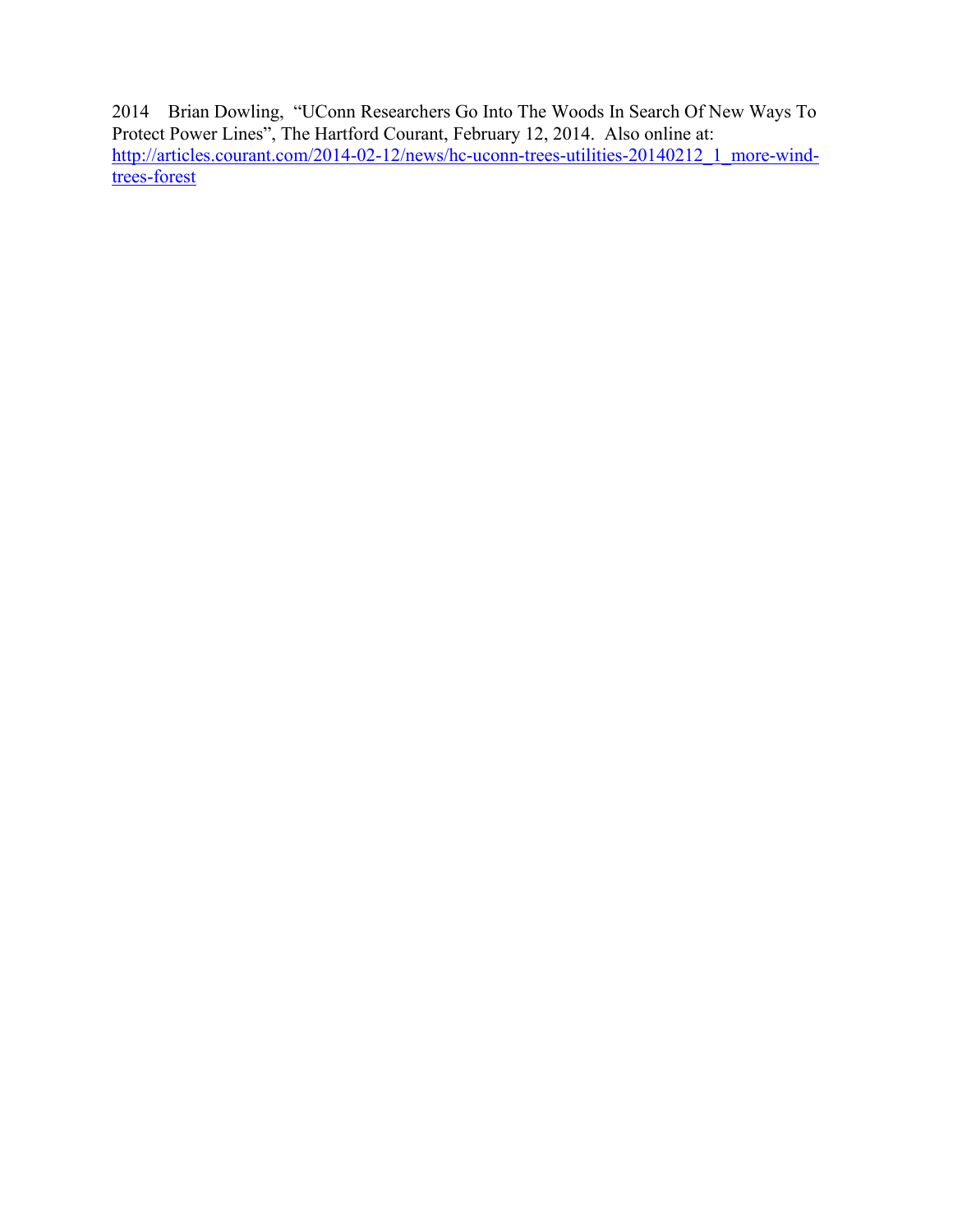2014 Brian Dowling, "UConn Researchers Go Into The Woods In Search Of New Ways To Protect Power Lines", The Hartford Courant, February 12, 2014. Also online at: [http://articles.courant.com/2014-02-12/news/hc-uconn-trees-utilities-20140212_1_more-wind-trees-forest](http://articles.courant.com/2014-02-12/news/hc-uconn-trees-utilities-20140212_1_more-wind-trees-forest)